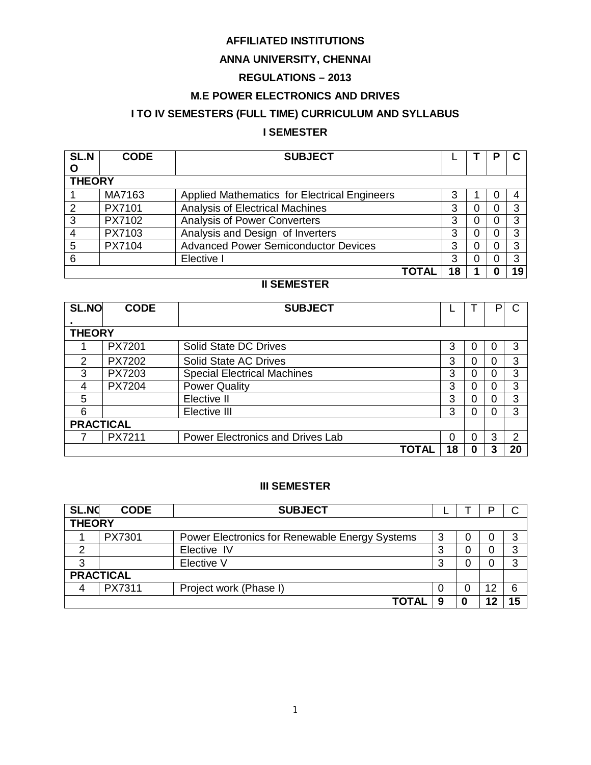**AFFILIATED INSTITUTIONS**

**ANNA UNIVERSITY, CHENNAI**

**REGULATIONS – 2013**

**M.E POWER ELECTRONICS AND DRIVES**

**I TO IV SEMESTERS (FULL TIME) CURRICULUM AND SYLLABUS**

## I SEMESTER

| SL.NO | CODE | SUBJECT | L | T | P | C |
|---|---|---|---|---|---|---|
| **THEORY** | | | | | | |
| 1 | MA7163 | Applied Mathematics for Electrical Engineers | 3 | 1 | 0 | 4 |
| 2 | PX7101 | Analysis of Electrical Machines | 3 | 0 | 0 | 3 |
| 3 | PX7102 | Analysis of Power Converters | 3 | 0 | 0 | 3 |
| 4 | PX7103 | Analysis and Design of Inverters | 3 | 0 | 0 | 3 |
| 5 | PX7104 | Advanced Power Semiconductor Devices | 3 | 0 | 0 | 3 |
| 6 | | Elective I | 3 | 0 | 0 | 3 |
| | | **TOTAL** | **18** | **1** | **0** | **19** |

## II SEMESTER

| SL.NO. | CODE | SUBJECT | L | T | P | C |
|---|---|---|---|---|---|---|
| **THEORY** | | | | | | |
| 1 | PX7201 | Solid State DC Drives | 3 | 0 | 0 | 3 |
| 2 | PX7202 | Solid State AC Drives | 3 | 0 | 0 | 3 |
| 3 | PX7203 | Special Electrical Machines | 3 | 0 | 0 | 3 |
| 4 | PX7204 | Power Quality | 3 | 0 | 0 | 3 |
| 5 | | Elective II | 3 | 0 | 0 | 3 |
| 6 | | Elective III | 3 | 0 | 0 | 3 |
| **PRACTICAL** | | | | | | |
| 7 | PX7211 | Power Electronics and Drives Lab | 0 | 0 | 3 | 2 |
| | | **TOTAL** | **18** | **0** | **3** | **20** |

## III SEMESTER

| SL.NO | CODE | SUBJECT | L | T | P | C |
|---|---|---|---|---|---|---|
| **THEORY** | | | | | | |
| 1 | PX7301 | Power Electronics for Renewable Energy Systems | 3 | 0 | 0 | 3 |
| 2 | | Elective IV | 3 | 0 | 0 | 3 |
| 3 | | Elective V | 3 | 0 | 0 | 3 |
| **PRACTICAL** | | | | | | |
| 4 | PX7311 | Project work (Phase I) | 0 | 0 | 12 | 6 |
| | | **TOTAL** | **9** | **0** | **12** | **15** |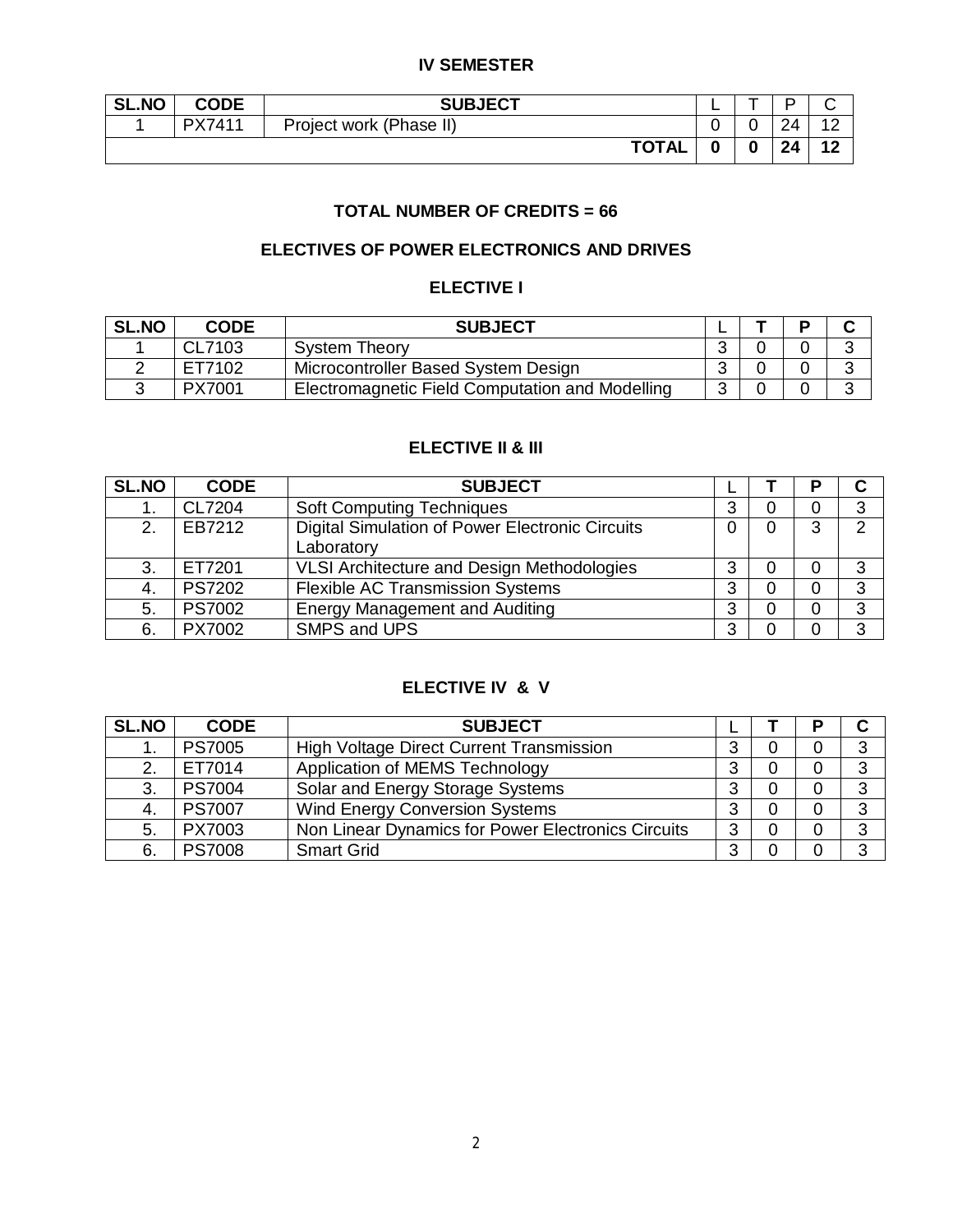## IV SEMESTER

| SL.NO | CODE | SUBJECT | L | T | P | C |
|---|---|---|---|---|---|---|
| 1 | PX7411 | Project work (Phase II) | 0 | 0 | 24 | 12 |
| | | **TOTAL** | **0** | **0** | **24** | **12** |

### TOTAL NUMBER OF CREDITS = 66

## ELECTIVES OF POWER ELECTRONICS AND DRIVES

### ELECTIVE I

| SL.NO | CODE | SUBJECT | L | T | P | C |
|---|---|---|---|---|---|---|
| 1 | CL7103 | System Theory | 3 | 0 | 0 | 3 |
| 2 | ET7102 | Microcontroller Based System Design | 3 | 0 | 0 | 3 |
| 3 | PX7001 | Electromagnetic Field Computation and Modelling | 3 | 0 | 0 | 3 |

### ELECTIVE II & III

| SL.NO | CODE | SUBJECT | L | T | P | C |
|---|---|---|---|---|---|---|
| 1. | CL7204 | Soft Computing Techniques | 3 | 0 | 0 | 3 |
| 2. | EB7212 | Digital Simulation of Power Electronic Circuits Laboratory | 0 | 0 | 3 | 2 |
| 3. | ET7201 | VLSI Architecture and Design Methodologies | 3 | 0 | 0 | 3 |
| 4. | PS7202 | Flexible AC Transmission Systems | 3 | 0 | 0 | 3 |
| 5. | PS7002 | Energy Management and Auditing | 3 | 0 | 0 | 3 |
| 6. | PX7002 | SMPS and UPS | 3 | 0 | 0 | 3 |

### ELECTIVE IV & V

| SL.NO | CODE | SUBJECT | L | T | P | C |
|---|---|---|---|---|---|---|
| 1. | PS7005 | High Voltage Direct Current Transmission | 3 | 0 | 0 | 3 |
| 2. | ET7014 | Application of MEMS Technology | 3 | 0 | 0 | 3 |
| 3. | PS7004 | Solar and Energy Storage Systems | 3 | 0 | 0 | 3 |
| 4. | PS7007 | Wind Energy Conversion Systems | 3 | 0 | 0 | 3 |
| 5. | PX7003 | Non Linear Dynamics for Power Electronics Circuits | 3 | 0 | 0 | 3 |
| 6. | PS7008 | Smart Grid | 3 | 0 | 0 | 3 |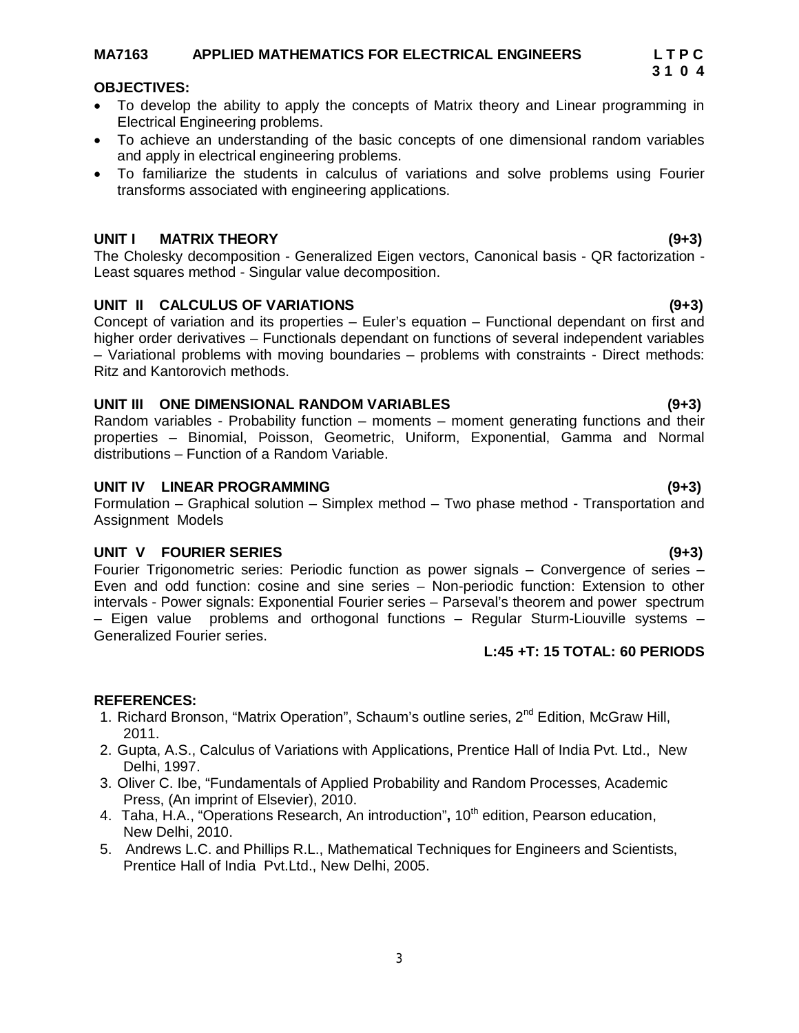**MA7163 APPLIED MATHEMATICS FOR ELECTRICAL ENGINEERS** **L T P C**
**3 1 0 4**

**OBJECTIVES:**

- To develop the ability to apply the concepts of Matrix theory and Linear programming in Electrical Engineering problems.
- To achieve an understanding of the basic concepts of one dimensional random variables and apply in electrical engineering problems.
- To familiarize the students in calculus of variations and solve problems using Fourier transforms associated with engineering applications.

**UNIT I MATRIX THEORY (9+3)**

The Cholesky decomposition - Generalized Eigen vectors, Canonical basis - QR factorization - Least squares method - Singular value decomposition.

**UNIT II CALCULUS OF VARIATIONS (9+3)**

Concept of variation and its properties – Euler's equation – Functional dependant on first and higher order derivatives – Functionals dependant on functions of several independent variables – Variational problems with moving boundaries – problems with constraints - Direct methods: Ritz and Kantorovich methods.

**UNIT III ONE DIMENSIONAL RANDOM VARIABLES (9+3)**

Random variables - Probability function – moments – moment generating functions and their properties – Binomial, Poisson, Geometric, Uniform, Exponential, Gamma and Normal distributions – Function of a Random Variable.

**UNIT IV LINEAR PROGRAMMING (9+3)**

Formulation – Graphical solution – Simplex method – Two phase method - Transportation and Assignment Models

**UNIT V FOURIER SERIES (9+3)**

Fourier Trigonometric series: Periodic function as power signals – Convergence of series – Even and odd function: cosine and sine series – Non-periodic function: Extension to other intervals - Power signals: Exponential Fourier series – Parseval's theorem and power spectrum – Eigen value problems and orthogonal functions – Regular Sturm-Liouville systems – Generalized Fourier series.

**L:45 +T: 15 TOTAL: 60 PERIODS**

**REFERENCES:**

1. Richard Bronson, "Matrix Operation", Schaum's outline series, 2nd Edition, McGraw Hill, 2011.
2. Gupta, A.S., Calculus of Variations with Applications, Prentice Hall of India Pvt. Ltd., New Delhi, 1997.
3. Oliver C. Ibe, "Fundamentals of Applied Probability and Random Processes, Academic Press, (An imprint of Elsevier), 2010.
4. Taha, H.A., "Operations Research, An introduction"**,** 10th edition, Pearson education, New Delhi, 2010.
5. Andrews L.C. and Phillips R.L., Mathematical Techniques for Engineers and Scientists, Prentice Hall of India Pvt.Ltd., New Delhi, 2005.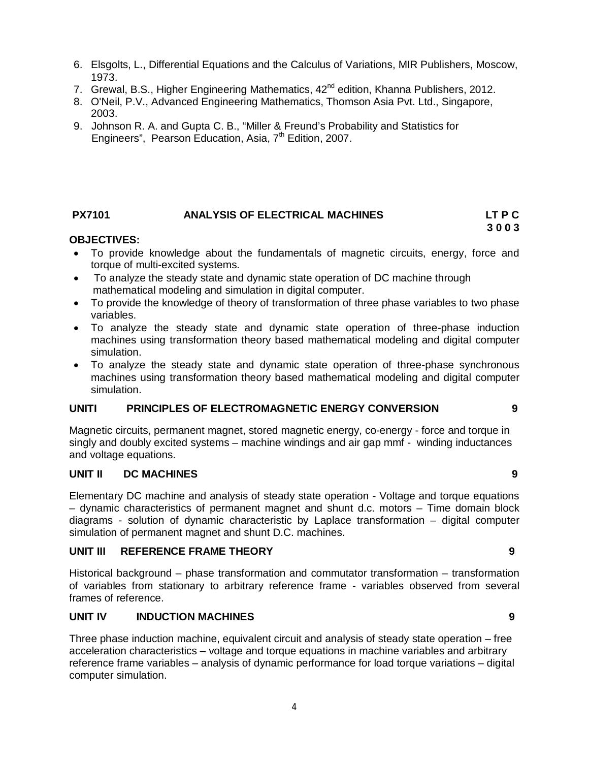6. Elsgolts, L., Differential Equations and the Calculus of Variations, MIR Publishers, Moscow, 1973.
7. Grewal, B.S., Higher Engineering Mathematics, 42nd edition, Khanna Publishers, 2012.
8. O'Neil, P.V., Advanced Engineering Mathematics, Thomson Asia Pvt. Ltd., Singapore, 2003.
9. Johnson R. A. and Gupta C. B., "Miller & Freund's Probability and Statistics for Engineers", Pearson Education, Asia, 7th Edition, 2007.

## PX7101 ANALYSIS OF ELECTRICAL MACHINES

**LT P C**
**3 0 0 3**

**OBJECTIVES:**

- To provide knowledge about the fundamentals of magnetic circuits, energy, force and torque of multi-excited systems.
- To analyze the steady state and dynamic state operation of DC machine through mathematical modeling and simulation in digital computer.
- To provide the knowledge of theory of transformation of three phase variables to two phase variables.
- To analyze the steady state and dynamic state operation of three-phase induction machines using transformation theory based mathematical modeling and digital computer simulation.
- To analyze the steady state and dynamic state operation of three-phase synchronous machines using transformation theory based mathematical modeling and digital computer simulation.

### UNITI PRINCIPLES OF ELECTROMAGNETIC ENERGY CONVERSION 9

Magnetic circuits, permanent magnet, stored magnetic energy, co-energy - force and torque in singly and doubly excited systems – machine windings and air gap mmf - winding inductances and voltage equations.

### UNIT II DC MACHINES 9

Elementary DC machine and analysis of steady state operation - Voltage and torque equations – dynamic characteristics of permanent magnet and shunt d.c. motors – Time domain block diagrams - solution of dynamic characteristic by Laplace transformation – digital computer simulation of permanent magnet and shunt D.C. machines.

### UNIT III REFERENCE FRAME THEORY 9

Historical background – phase transformation and commutator transformation – transformation of variables from stationary to arbitrary reference frame - variables observed from several frames of reference.

### UNIT IV INDUCTION MACHINES 9

Three phase induction machine, equivalent circuit and analysis of steady state operation – free acceleration characteristics – voltage and torque equations in machine variables and arbitrary reference frame variables – analysis of dynamic performance for load torque variations – digital computer simulation.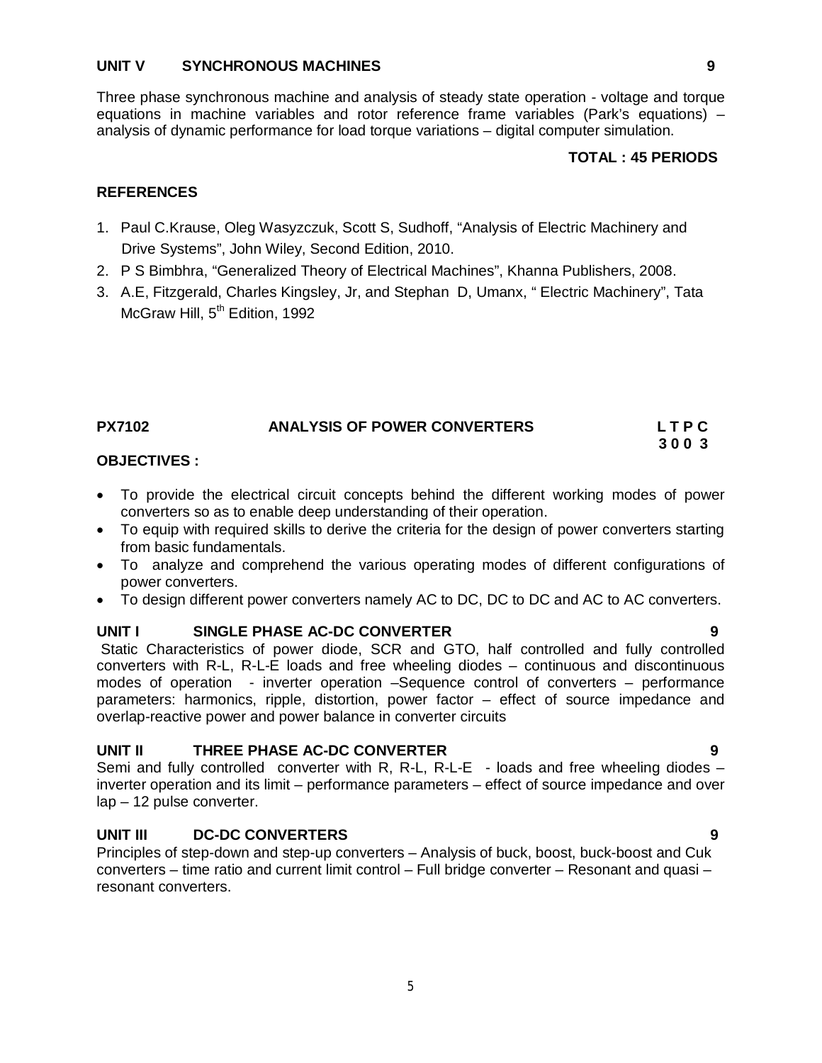**UNIT V SYNCHRONOUS MACHINES 9**

Three phase synchronous machine and analysis of steady state operation - voltage and torque equations in machine variables and rotor reference frame variables (Park's equations) – analysis of dynamic performance for load torque variations – digital computer simulation.

**TOTAL : 45 PERIODS**

**REFERENCES**

1. Paul C.Krause, Oleg Wasyzczuk, Scott S, Sudhoff, "Analysis of Electric Machinery and Drive Systems", John Wiley, Second Edition, 2010.
2. P S Bimbhra, "Generalized Theory of Electrical Machines", Khanna Publishers, 2008.
3. A.E, Fitzgerald, Charles Kingsley, Jr, and Stephan D, Umanx, " Electric Machinery", Tata McGraw Hill, 5th Edition, 1992

## PX7102 ANALYSIS OF POWER CONVERTERS

**L T P C**
**3 0 0 3**

**OBJECTIVES :**

- To provide the electrical circuit concepts behind the different working modes of power converters so as to enable deep understanding of their operation.
- To equip with required skills to derive the criteria for the design of power converters starting from basic fundamentals.
- To analyze and comprehend the various operating modes of different configurations of power converters.
- To design different power converters namely AC to DC, DC to DC and AC to AC converters.

**UNIT I SINGLE PHASE AC-DC CONVERTER 9**

Static Characteristics of power diode, SCR and GTO, half controlled and fully controlled converters with R-L, R-L-E loads and free wheeling diodes – continuous and discontinuous modes of operation - inverter operation –Sequence control of converters – performance parameters: harmonics, ripple, distortion, power factor – effect of source impedance and overlap-reactive power and power balance in converter circuits

**UNIT II THREE PHASE AC-DC CONVERTER 9**

Semi and fully controlled converter with R, R-L, R-L-E - loads and free wheeling diodes – inverter operation and its limit – performance parameters – effect of source impedance and over lap – 12 pulse converter.

**UNIT III DC-DC CONVERTERS 9**

Principles of step-down and step-up converters – Analysis of buck, boost, buck-boost and Cuk converters – time ratio and current limit control – Full bridge converter – Resonant and quasi – resonant converters.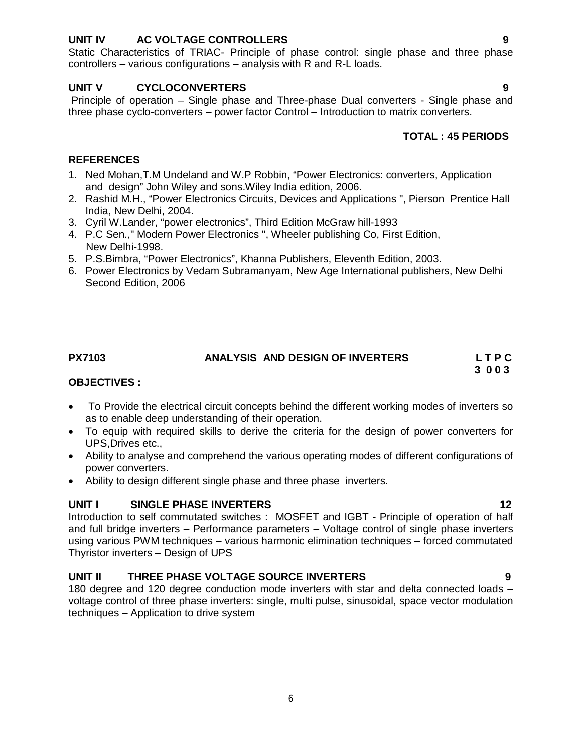**UNIT IV AC VOLTAGE CONTROLLERS 9**

Static Characteristics of TRIAC- Principle of phase control: single phase and three phase controllers – various configurations – analysis with R and R-L loads.

**UNIT V CYCLOCONVERTERS 9**

Principle of operation – Single phase and Three-phase Dual converters - Single phase and three phase cyclo-converters – power factor Control – Introduction to matrix converters.

**TOTAL : 45 PERIODS**

**REFERENCES**

1. Ned Mohan,T.M Undeland and W.P Robbin, "Power Electronics: converters, Application and design" John Wiley and sons.Wiley India edition, 2006.
2. Rashid M.H., "Power Electronics Circuits, Devices and Applications ", Pierson Prentice Hall India, New Delhi, 2004.
3. Cyril W.Lander, "power electronics", Third Edition McGraw hill-1993
4. P.C Sen.," Modern Power Electronics ", Wheeler publishing Co, First Edition, New Delhi-1998.
5. P.S.Bimbra, "Power Electronics", Khanna Publishers, Eleventh Edition, 2003.
6. Power Electronics by Vedam Subramanyam, New Age International publishers, New Delhi Second Edition, 2006

**PX7103 ANALYSIS AND DESIGN OF INVERTERS L T P C**
**3 0 0 3**

**OBJECTIVES :**

- To Provide the electrical circuit concepts behind the different working modes of inverters so as to enable deep understanding of their operation.
- To equip with required skills to derive the criteria for the design of power converters for UPS,Drives etc.,
- Ability to analyse and comprehend the various operating modes of different configurations of power converters.
- Ability to design different single phase and three phase inverters.

**UNIT I SINGLE PHASE INVERTERS 12**

Introduction to self commutated switches : MOSFET and IGBT - Principle of operation of half and full bridge inverters – Performance parameters – Voltage control of single phase inverters using various PWM techniques – various harmonic elimination techniques – forced commutated Thyristor inverters – Design of UPS

**UNIT II THREE PHASE VOLTAGE SOURCE INVERTERS 9**

180 degree and 120 degree conduction mode inverters with star and delta connected loads – voltage control of three phase inverters: single, multi pulse, sinusoidal, space vector modulation techniques – Application to drive system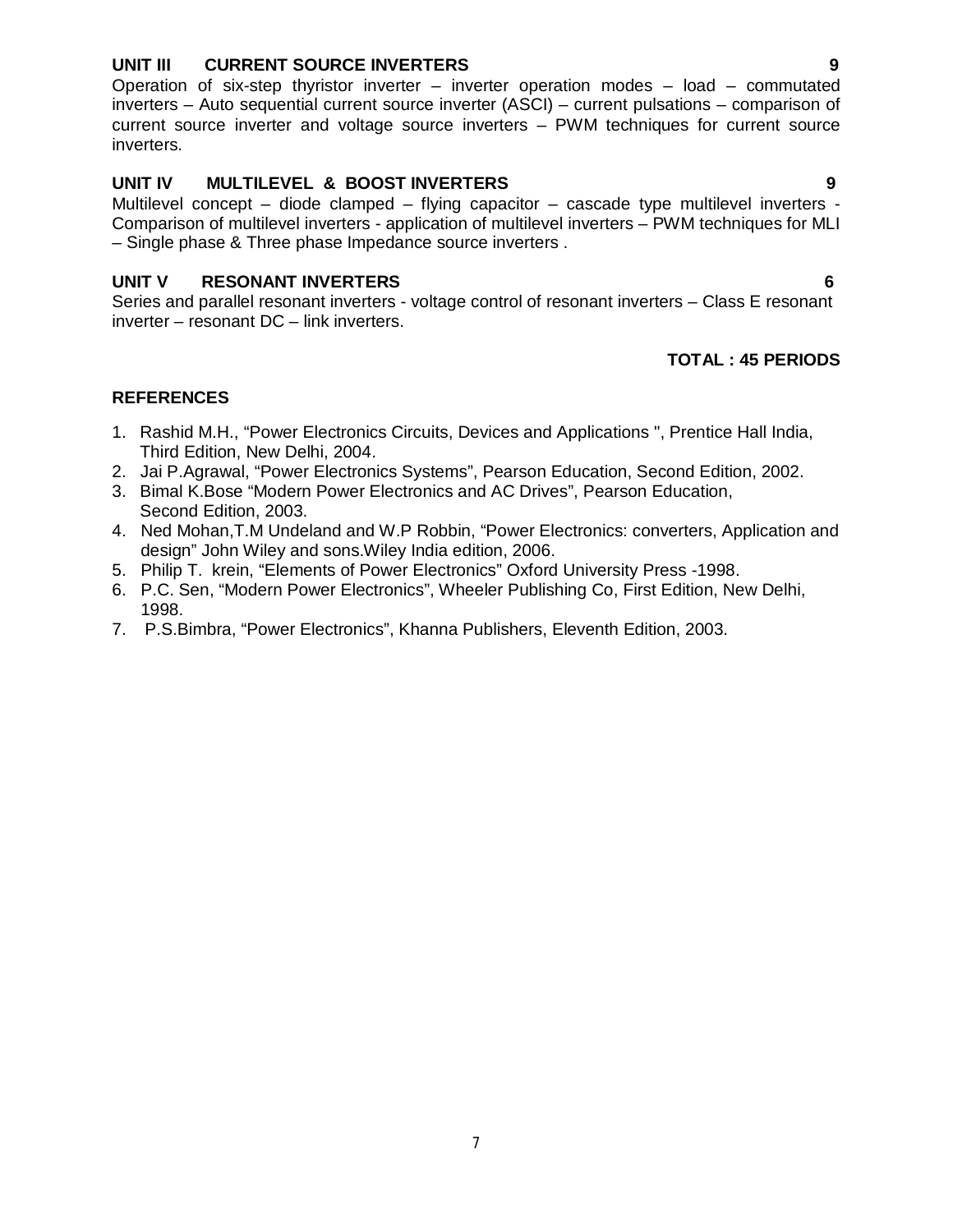**UNIT III CURRENT SOURCE INVERTERS** **9**

Operation of six-step thyristor inverter – inverter operation modes – load – commutated inverters – Auto sequential current source inverter (ASCI) – current pulsations – comparison of current source inverter and voltage source inverters – PWM techniques for current source inverters.

**UNIT IV MULTILEVEL & BOOST INVERTERS** **9**

Multilevel concept – diode clamped – flying capacitor – cascade type multilevel inverters - Comparison of multilevel inverters - application of multilevel inverters – PWM techniques for MLI – Single phase & Three phase Impedance source inverters .

**UNIT V RESONANT INVERTERS** **6**

Series and parallel resonant inverters - voltage control of resonant inverters – Class E resonant inverter – resonant DC – link inverters.

**TOTAL : 45 PERIODS**

**REFERENCES**

1. Rashid M.H., "Power Electronics Circuits, Devices and Applications ", Prentice Hall India, Third Edition, New Delhi, 2004.
2. Jai P.Agrawal, "Power Electronics Systems", Pearson Education, Second Edition, 2002.
3. Bimal K.Bose "Modern Power Electronics and AC Drives", Pearson Education, Second Edition, 2003.
4. Ned Mohan,T.M Undeland and W.P Robbin, "Power Electronics: converters, Application and design" John Wiley and sons.Wiley India edition, 2006.
5. Philip T. krein, "Elements of Power Electronics" Oxford University Press -1998.
6. P.C. Sen, "Modern Power Electronics", Wheeler Publishing Co, First Edition, New Delhi, 1998.
7. P.S.Bimbra, "Power Electronics", Khanna Publishers, Eleventh Edition, 2003.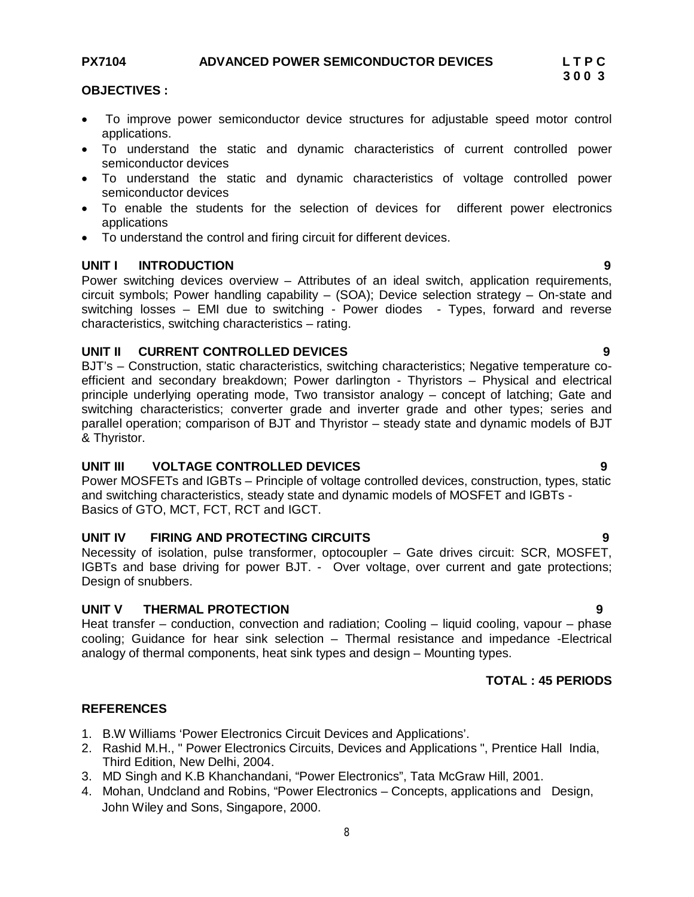**PX7104 ADVANCED POWER SEMICONDUCTOR DEVICES L T P C**
**3 0 0 3**

**OBJECTIVES :**

- To improve power semiconductor device structures for adjustable speed motor control applications.
- To understand the static and dynamic characteristics of current controlled power semiconductor devices
- To understand the static and dynamic characteristics of voltage controlled power semiconductor devices
- To enable the students for the selection of devices for different power electronics applications
- To understand the control and firing circuit for different devices.

**UNIT I INTRODUCTION 9**

Power switching devices overview – Attributes of an ideal switch, application requirements, circuit symbols; Power handling capability – (SOA); Device selection strategy – On-state and switching losses – EMI due to switching - Power diodes - Types, forward and reverse characteristics, switching characteristics – rating.

**UNIT II CURRENT CONTROLLED DEVICES 9**

BJT's – Construction, static characteristics, switching characteristics; Negative temperature co-efficient and secondary breakdown; Power darlington - Thyristors – Physical and electrical principle underlying operating mode, Two transistor analogy – concept of latching; Gate and switching characteristics; converter grade and inverter grade and other types; series and parallel operation; comparison of BJT and Thyristor – steady state and dynamic models of BJT & Thyristor.

**UNIT III VOLTAGE CONTROLLED DEVICES 9**

Power MOSFETs and IGBTs – Principle of voltage controlled devices, construction, types, static and switching characteristics, steady state and dynamic models of MOSFET and IGBTs - Basics of GTO, MCT, FCT, RCT and IGCT.

**UNIT IV FIRING AND PROTECTING CIRCUITS 9**

Necessity of isolation, pulse transformer, optocoupler – Gate drives circuit: SCR, MOSFET, IGBTs and base driving for power BJT. - Over voltage, over current and gate protections; Design of snubbers.

**UNIT V THERMAL PROTECTION 9**

Heat transfer – conduction, convection and radiation; Cooling – liquid cooling, vapour – phase cooling; Guidance for hear sink selection – Thermal resistance and impedance -Electrical analogy of thermal components, heat sink types and design – Mounting types.

**TOTAL : 45 PERIODS**

**REFERENCES**

1. B.W Williams 'Power Electronics Circuit Devices and Applications'.
2. Rashid M.H., " Power Electronics Circuits, Devices and Applications ", Prentice Hall India, Third Edition, New Delhi, 2004.
3. MD Singh and K.B Khanchandani, "Power Electronics", Tata McGraw Hill, 2001.
4. Mohan, Undcland and Robins, "Power Electronics – Concepts, applications and Design, John Wiley and Sons, Singapore, 2000.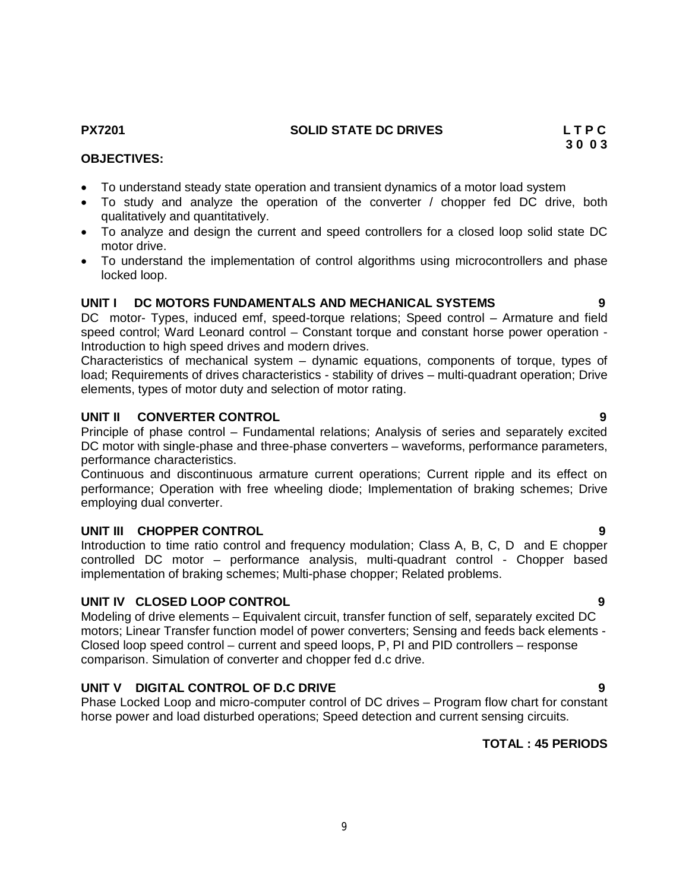**PX7201** **SOLID STATE DC DRIVES** **L T P C**
**3 0 0 3**

**OBJECTIVES:**

- To understand steady state operation and transient dynamics of a motor load system
- To study and analyze the operation of the converter / chopper fed DC drive, both qualitatively and quantitatively.
- To analyze and design the current and speed controllers for a closed loop solid state DC motor drive.
- To understand the implementation of control algorithms using microcontrollers and phase locked loop.

**UNIT I DC MOTORS FUNDAMENTALS AND MECHANICAL SYSTEMS 9**

DC motor- Types, induced emf, speed-torque relations; Speed control – Armature and field speed control; Ward Leonard control – Constant torque and constant horse power operation - Introduction to high speed drives and modern drives.

Characteristics of mechanical system – dynamic equations, components of torque, types of load; Requirements of drives characteristics - stability of drives – multi-quadrant operation; Drive elements, types of motor duty and selection of motor rating.

**UNIT II CONVERTER CONTROL 9**

Principle of phase control – Fundamental relations; Analysis of series and separately excited DC motor with single-phase and three-phase converters – waveforms, performance parameters, performance characteristics.

Continuous and discontinuous armature current operations; Current ripple and its effect on performance; Operation with free wheeling diode; Implementation of braking schemes; Drive employing dual converter.

**UNIT III CHOPPER CONTROL 9**

Introduction to time ratio control and frequency modulation; Class A, B, C, D and E chopper controlled DC motor – performance analysis, multi-quadrant control - Chopper based implementation of braking schemes; Multi-phase chopper; Related problems.

**UNIT IV CLOSED LOOP CONTROL 9**

Modeling of drive elements – Equivalent circuit, transfer function of self, separately excited DC motors; Linear Transfer function model of power converters; Sensing and feeds back elements - Closed loop speed control – current and speed loops, P, PI and PID controllers – response comparison. Simulation of converter and chopper fed d.c drive.

**UNIT V DIGITAL CONTROL OF D.C DRIVE 9**

Phase Locked Loop and micro-computer control of DC drives – Program flow chart for constant horse power and load disturbed operations; Speed detection and current sensing circuits.

**TOTAL : 45 PERIODS**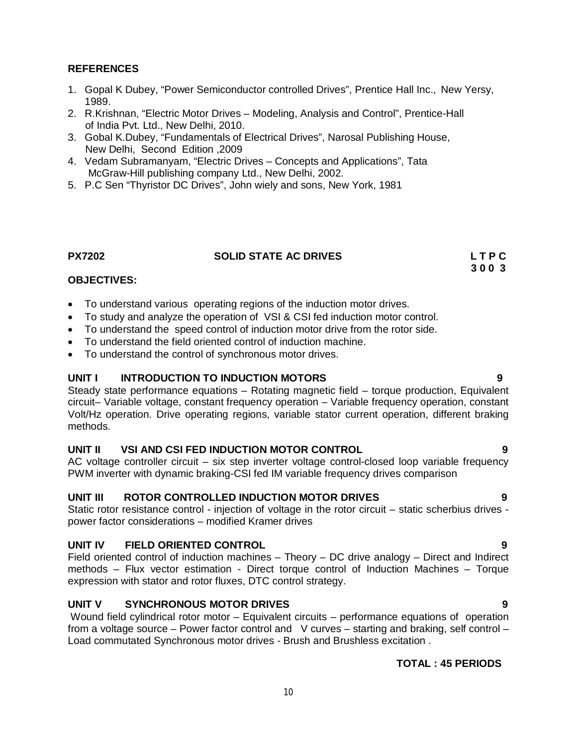**REFERENCES**

1. Gopal K Dubey, "Power Semiconductor controlled Drives", Prentice Hall Inc., New Yersy, 1989.
2. R.Krishnan, "Electric Motor Drives – Modeling, Analysis and Control", Prentice-Hall of India Pvt. Ltd., New Delhi, 2010.
3. Gobal K.Dubey, "Fundamentals of Electrical Drives", Narosal Publishing House, New Delhi, Second Edition ,2009
4. Vedam Subramanyam, "Electric Drives – Concepts and Applications", Tata McGraw-Hill publishing company Ltd., New Delhi, 2002.
5. P.C Sen "Thyristor DC Drives", John wiely and sons, New York, 1981

**PX7202 SOLID STATE AC DRIVES** **L T P C**
**3 0 0 3**

**OBJECTIVES:**

- To understand various operating regions of the induction motor drives.
- To study and analyze the operation of VSI & CSI fed induction motor control.
- To understand the speed control of induction motor drive from the rotor side.
- To understand the field oriented control of induction machine.
- To understand the control of synchronous motor drives.

**UNIT I INTRODUCTION TO INDUCTION MOTORS 9**

Steady state performance equations – Rotating magnetic field – torque production, Equivalent circuit– Variable voltage, constant frequency operation – Variable frequency operation, constant Volt/Hz operation. Drive operating regions, variable stator current operation, different braking methods.

**UNIT II VSI AND CSI FED INDUCTION MOTOR CONTROL 9**

AC voltage controller circuit – six step inverter voltage control-closed loop variable frequency PWM inverter with dynamic braking-CSI fed IM variable frequency drives comparison

**UNIT III ROTOR CONTROLLED INDUCTION MOTOR DRIVES 9**

Static rotor resistance control - injection of voltage in the rotor circuit – static scherbius drives - power factor considerations – modified Kramer drives

**UNIT IV FIELD ORIENTED CONTROL 9**

Field oriented control of induction machines – Theory – DC drive analogy – Direct and Indirect methods – Flux vector estimation - Direct torque control of Induction Machines – Torque expression with stator and rotor fluxes, DTC control strategy.

**UNIT V SYNCHRONOUS MOTOR DRIVES 9**

Wound field cylindrical rotor motor – Equivalent circuits – performance equations of operation from a voltage source – Power factor control and V curves – starting and braking, self control – Load commutated Synchronous motor drives - Brush and Brushless excitation .

**TOTAL : 45 PERIODS**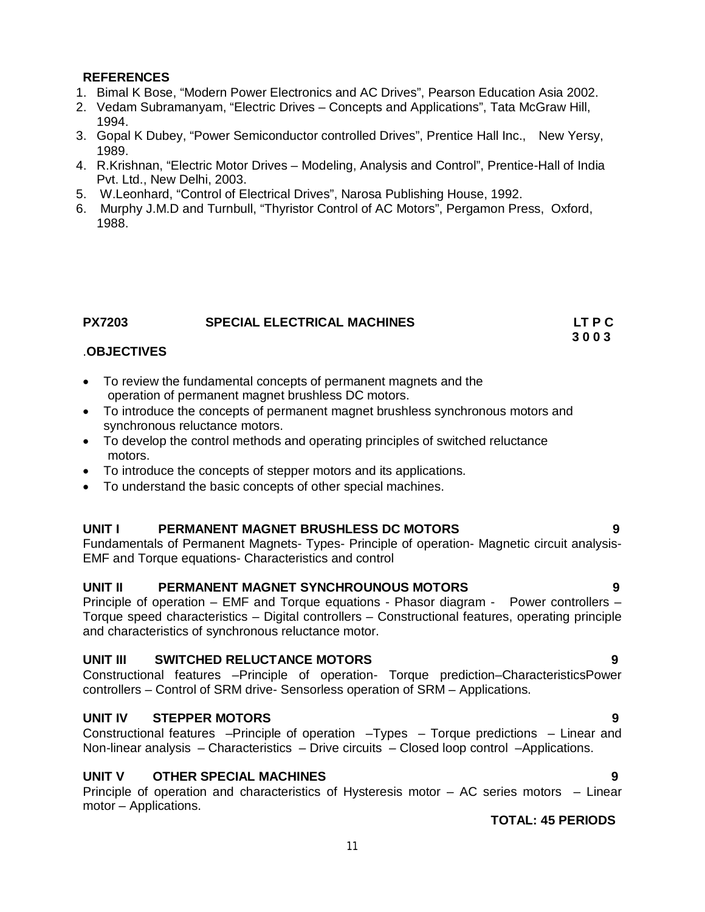**REFERENCES**

1. Bimal K Bose, "Modern Power Electronics and AC Drives", Pearson Education Asia 2002.
2. Vedam Subramanyam, "Electric Drives – Concepts and Applications", Tata McGraw Hill, 1994.
3. Gopal K Dubey, "Power Semiconductor controlled Drives", Prentice Hall Inc., New Yersy, 1989.
4. R.Krishnan, "Electric Motor Drives – Modeling, Analysis and Control", Prentice-Hall of India Pvt. Ltd., New Delhi, 2003.
5. W.Leonhard, "Control of Electrical Drives", Narosa Publishing House, 1992.
6. Murphy J.M.D and Turnbull, "Thyristor Control of AC Motors", Pergamon Press, Oxford, 1988.

## PX7203 SPECIAL ELECTRICAL MACHINES

**LT P C**
**3 0 0 3**

**.OBJECTIVES**

- To review the fundamental concepts of permanent magnets and the operation of permanent magnet brushless DC motors.
- To introduce the concepts of permanent magnet brushless synchronous motors and synchronous reluctance motors.
- To develop the control methods and operating principles of switched reluctance motors.
- To introduce the concepts of stepper motors and its applications.
- To understand the basic concepts of other special machines.

### UNIT I PERMANENT MAGNET BRUSHLESS DC MOTORS — 9

Fundamentals of Permanent Magnets- Types- Principle of operation- Magnetic circuit analysis- EMF and Torque equations- Characteristics and control

### UNIT II PERMANENT MAGNET SYNCHROUNOUS MOTORS — 9

Principle of operation – EMF and Torque equations - Phasor diagram - Power controllers – Torque speed characteristics – Digital controllers – Constructional features, operating principle and characteristics of synchronous reluctance motor.

### UNIT III SWITCHED RELUCTANCE MOTORS — 9

Constructional features –Principle of operation- Torque prediction–CharacteristicsPower controllers – Control of SRM drive- Sensorless operation of SRM – Applications.

### UNIT IV STEPPER MOTORS — 9

Constructional features –Principle of operation –Types – Torque predictions – Linear and Non-linear analysis – Characteristics – Drive circuits – Closed loop control –Applications.

### UNIT V OTHER SPECIAL MACHINES — 9

Principle of operation and characteristics of Hysteresis motor – AC series motors – Linear motor – Applications.

**TOTAL: 45 PERIODS**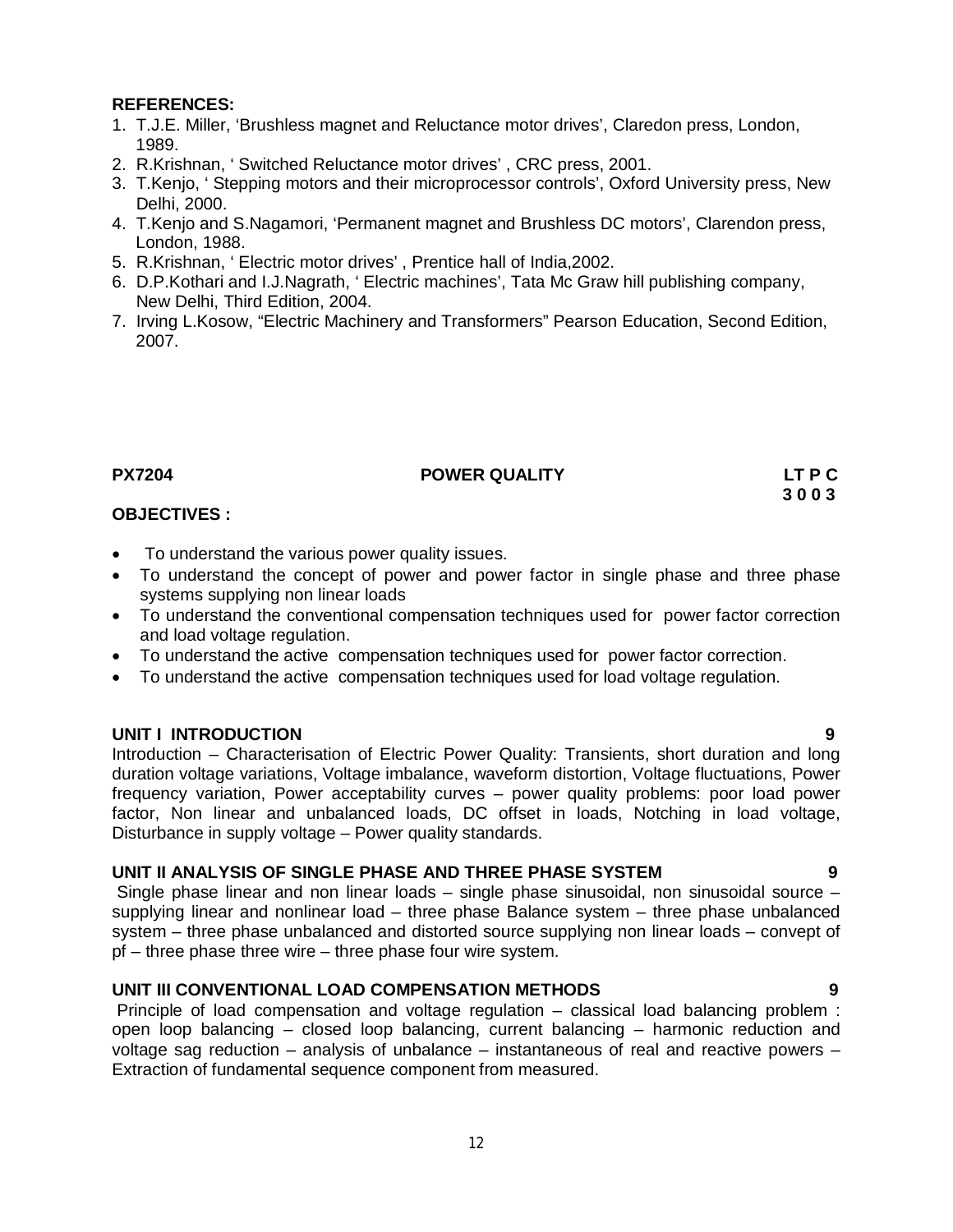**REFERENCES:**

1. T.J.E. Miller, 'Brushless magnet and Reluctance motor drives', Claredon press, London, 1989.
2. R.Krishnan, ' Switched Reluctance motor drives' , CRC press, 2001.
3. T.Kenjo, ' Stepping motors and their microprocessor controls', Oxford University press, New Delhi, 2000.
4. T.Kenjo and S.Nagamori, 'Permanent magnet and Brushless DC motors', Clarendon press, London, 1988.
5. R.Krishnan, ' Electric motor drives' , Prentice hall of India,2002.
6. D.P.Kothari and I.J.Nagrath, ' Electric machines', Tata Mc Graw hill publishing company, New Delhi, Third Edition, 2004.
7. Irving L.Kosow, "Electric Machinery and Transformers" Pearson Education, Second Edition, 2007.

**PX7204 POWER QUALITY LT P C**
**3 0 0 3**

**OBJECTIVES :**

- To understand the various power quality issues.
- To understand the concept of power and power factor in single phase and three phase systems supplying non linear loads
- To understand the conventional compensation techniques used for power factor correction and load voltage regulation.
- To understand the active compensation techniques used for power factor correction.
- To understand the active compensation techniques used for load voltage regulation.

**UNIT I INTRODUCTION 9**

Introduction – Characterisation of Electric Power Quality: Transients, short duration and long duration voltage variations, Voltage imbalance, waveform distortion, Voltage fluctuations, Power frequency variation, Power acceptability curves – power quality problems: poor load power factor, Non linear and unbalanced loads, DC offset in loads, Notching in load voltage, Disturbance in supply voltage – Power quality standards.

**UNIT II ANALYSIS OF SINGLE PHASE AND THREE PHASE SYSTEM 9**

Single phase linear and non linear loads – single phase sinusoidal, non sinusoidal source – supplying linear and nonlinear load – three phase Balance system – three phase unbalanced system – three phase unbalanced and distorted source supplying non linear loads – convept of pf – three phase three wire – three phase four wire system.

**UNIT III CONVENTIONAL LOAD COMPENSATION METHODS 9**

Principle of load compensation and voltage regulation – classical load balancing problem : open loop balancing – closed loop balancing, current balancing – harmonic reduction and voltage sag reduction – analysis of unbalance – instantaneous of real and reactive powers – Extraction of fundamental sequence component from measured.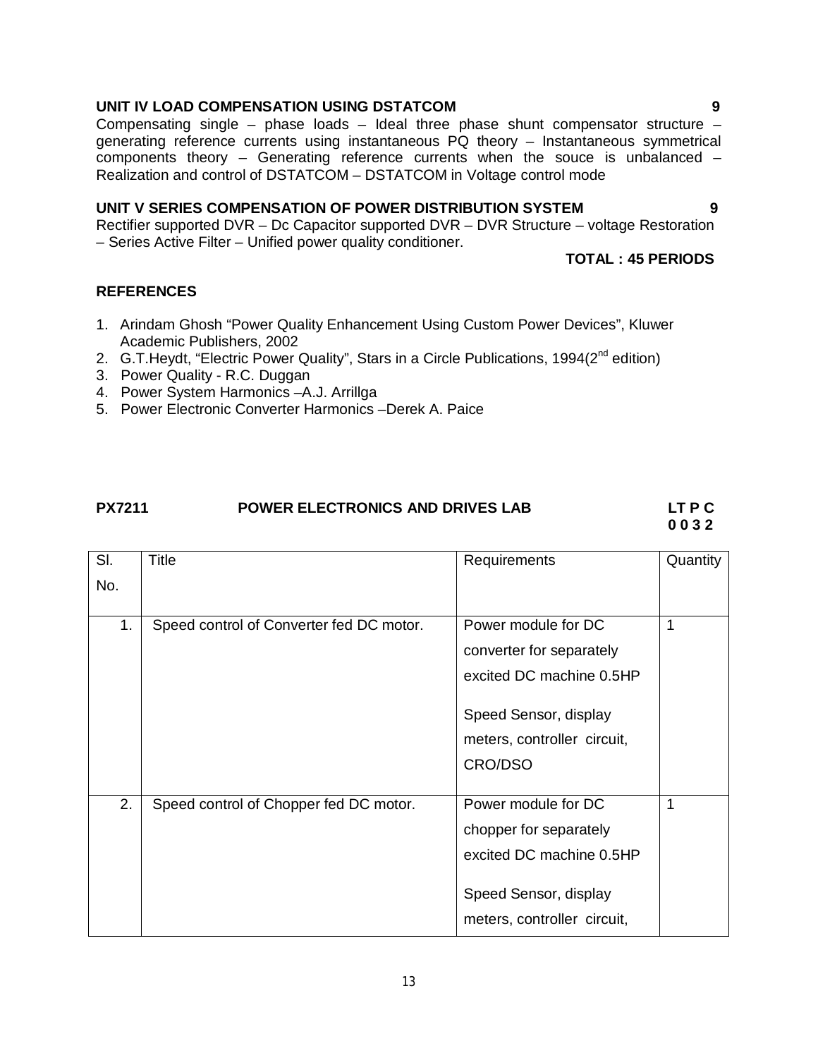**UNIT IV LOAD COMPENSATION USING DSTATCOM 9**

Compensating single – phase loads – Ideal three phase shunt compensator structure – generating reference currents using instantaneous PQ theory – Instantaneous symmetrical components theory – Generating reference currents when the souce is unbalanced – Realization and control of DSTATCOM – DSTATCOM in Voltage control mode

**UNIT V SERIES COMPENSATION OF POWER DISTRIBUTION SYSTEM 9**

Rectifier supported DVR – Dc Capacitor supported DVR – DVR Structure – voltage Restoration – Series Active Filter – Unified power quality conditioner.

**TOTAL : 45 PERIODS**

**REFERENCES**

1. Arindam Ghosh "Power Quality Enhancement Using Custom Power Devices", Kluwer Academic Publishers, 2002
2. G.T.Heydt, "Electric Power Quality", Stars in a Circle Publications, 1994(2nd edition)
3. Power Quality - R.C. Duggan
4. Power System Harmonics –A.J. Arrillga
5. Power Electronic Converter Harmonics –Derek A. Paice

**PX7211 POWER ELECTRONICS AND DRIVES LAB** **LT P C 0 0 3 2**

| Sl. No. | Title | Requirements | Quantity |
|---|---|---|---|
| 1. | Speed control of Converter fed DC motor. | Power module for DC converter for separately excited DC machine 0.5HP<br><br>Speed Sensor, display meters, controller circuit, CRO/DSO | 1 |
| 2. | Speed control of Chopper fed DC motor. | Power module for DC chopper for separately excited DC machine 0.5HP<br><br>Speed Sensor, display meters, controller circuit, | 1 |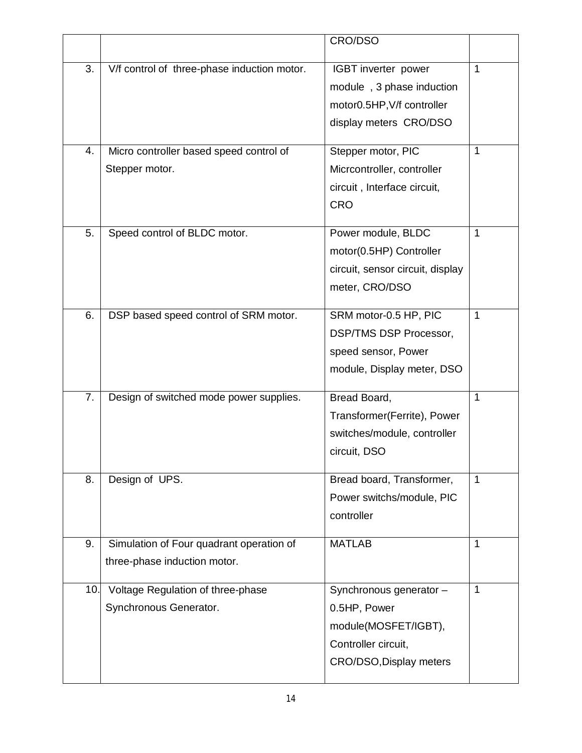| | | CRO/DSO | |
|---|---|---|---|
| 3. | V/f control of three-phase induction motor. | IGBT inverter power module , 3 phase induction motor0.5HP,V/f controller display meters CRO/DSO | 1 |
| 4. | Micro controller based speed control of Stepper motor. | Stepper motor, PIC Micrcontroller, controller circuit , Interface circuit, CRO | 1 |
| 5. | Speed control of BLDC motor. | Power module, BLDC motor(0.5HP) Controller circuit, sensor circuit, display meter, CRO/DSO | 1 |
| 6. | DSP based speed control of SRM motor. | SRM motor-0.5 HP, PIC DSP/TMS DSP Processor, speed sensor, Power module, Display meter, DSO | 1 |
| 7. | Design of switched mode power supplies. | Bread Board, Transformer(Ferrite), Power switches/module, controller circuit, DSO | 1 |
| 8. | Design of UPS. | Bread board, Transformer, Power switchs/module, PIC controller | 1 |
| 9. | Simulation of Four quadrant operation of three-phase induction motor. | MATLAB | 1 |
| 10. | Voltage Regulation of three-phase Synchronous Generator. | Synchronous generator – 0.5HP, Power module(MOSFET/IGBT), Controller circuit, CRO/DSO,Display meters | 1 |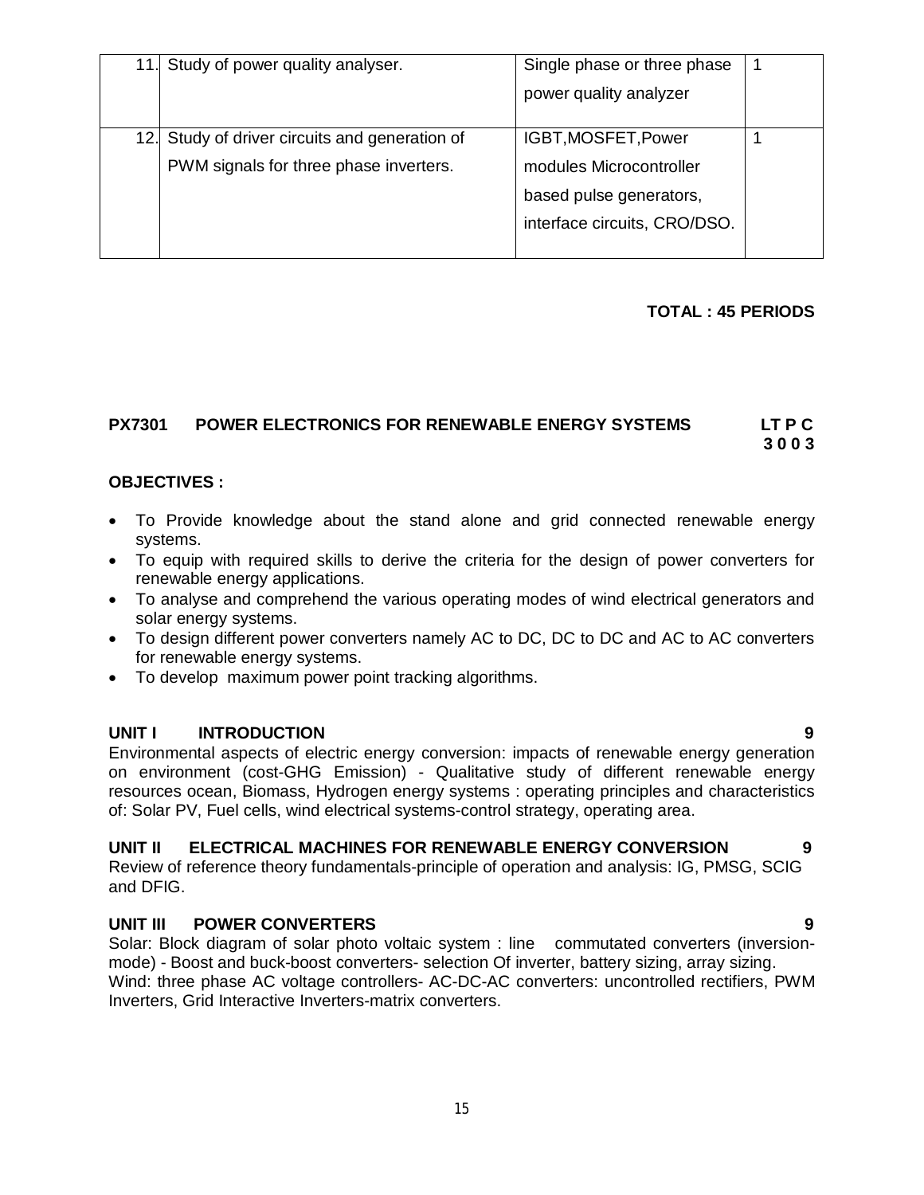| | | | |
|---|---|---|---|
| 11. | Study of power quality analyser. | Single phase or three phase power quality analyzer | 1 |
| 12. | Study of driver circuits and generation of PWM signals for three phase inverters. | IGBT,MOSFET,Power modules Microcontroller based pulse generators, interface circuits, CRO/DSO. | 1 |

**TOTAL : 45 PERIODS**

**PX7301 POWER ELECTRONICS FOR RENEWABLE ENERGY SYSTEMS LT P C 3 0 0 3**

**OBJECTIVES :**

- To Provide knowledge about the stand alone and grid connected renewable energy systems.
- To equip with required skills to derive the criteria for the design of power converters for renewable energy applications.
- To analyse and comprehend the various operating modes of wind electrical generators and solar energy systems.
- To design different power converters namely AC to DC, DC to DC and AC to AC converters for renewable energy systems.
- To develop maximum power point tracking algorithms.

**UNIT I INTRODUCTION 9**

Environmental aspects of electric energy conversion: impacts of renewable energy generation on environment (cost-GHG Emission) - Qualitative study of different renewable energy resources ocean, Biomass, Hydrogen energy systems : operating principles and characteristics of: Solar PV, Fuel cells, wind electrical systems-control strategy, operating area.

**UNIT II ELECTRICAL MACHINES FOR RENEWABLE ENERGY CONVERSION 9**

Review of reference theory fundamentals-principle of operation and analysis: IG, PMSG, SCIG and DFIG.

**UNIT III POWER CONVERTERS 9**

Solar: Block diagram of solar photo voltaic system : line commutated converters (inversion-mode) - Boost and buck-boost converters- selection Of inverter, battery sizing, array sizing. Wind: three phase AC voltage controllers- AC-DC-AC converters: uncontrolled rectifiers, PWM Inverters, Grid Interactive Inverters-matrix converters.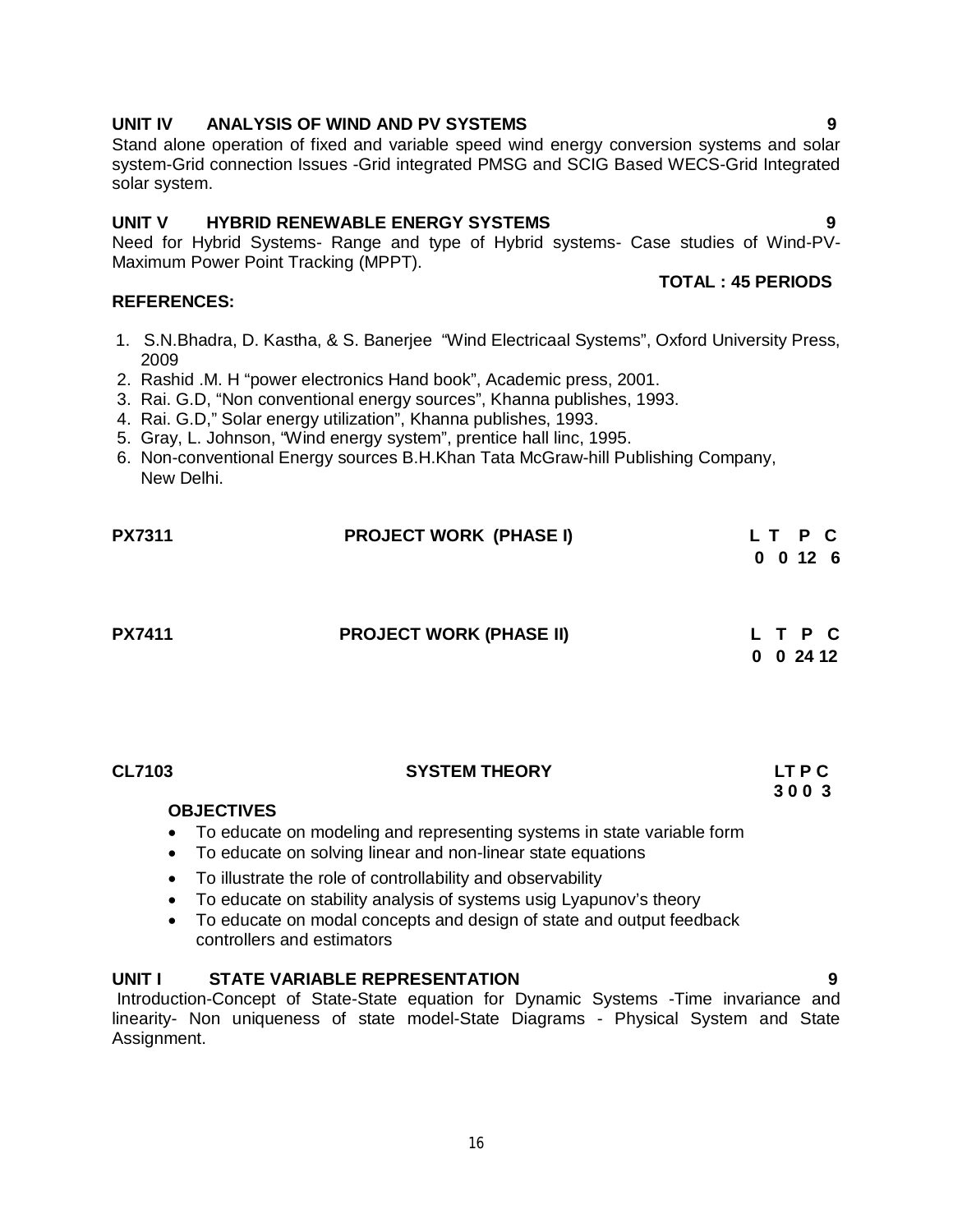**UNIT IV ANALYSIS OF WIND AND PV SYSTEMS** **9**

Stand alone operation of fixed and variable speed wind energy conversion systems and solar system-Grid connection Issues -Grid integrated PMSG and SCIG Based WECS-Grid Integrated solar system.

**UNIT V HYBRID RENEWABLE ENERGY SYSTEMS** **9**

Need for Hybrid Systems- Range and type of Hybrid systems- Case studies of Wind-PV-Maximum Power Point Tracking (MPPT).

**TOTAL : 45 PERIODS**

**REFERENCES:**

1. S.N.Bhadra, D. Kastha, & S. Banerjee "Wind Electricaal Systems", Oxford University Press, 2009
2. Rashid .M. H "power electronics Hand book", Academic press, 2001.
3. Rai. G.D, "Non conventional energy sources", Khanna publishes, 1993.
4. Rai. G.D," Solar energy utilization", Khanna publishes, 1993.
5. Gray, L. Johnson, "Wind energy system", prentice hall linc, 1995.
6. Non-conventional Energy sources B.H.Khan Tata McGraw-hill Publishing Company, New Delhi.

| **PX7311** | **PROJECT WORK (PHASE I)** | **L T P C** |
|---|---|---|
| | | **0 0 12 6** |

| **PX7411** | **PROJECT WORK (PHASE II)** | **L T P C** |
|---|---|---|
| | | **0 0 24 12** |

| **CL7103** | **SYSTEM THEORY** | **LT P C** |
|---|---|---|
| | | **3 0 0 3** |

**OBJECTIVES**

- To educate on modeling and representing systems in state variable form
- To educate on solving linear and non-linear state equations
- To illustrate the role of controllability and observability
- To educate on stability analysis of systems usig Lyapunov's theory
- To educate on modal concepts and design of state and output feedback controllers and estimators

**UNIT I STATE VARIABLE REPRESENTATION** **9**

Introduction-Concept of State-State equation for Dynamic Systems -Time invariance and linearity- Non uniqueness of state model-State Diagrams - Physical System and State Assignment.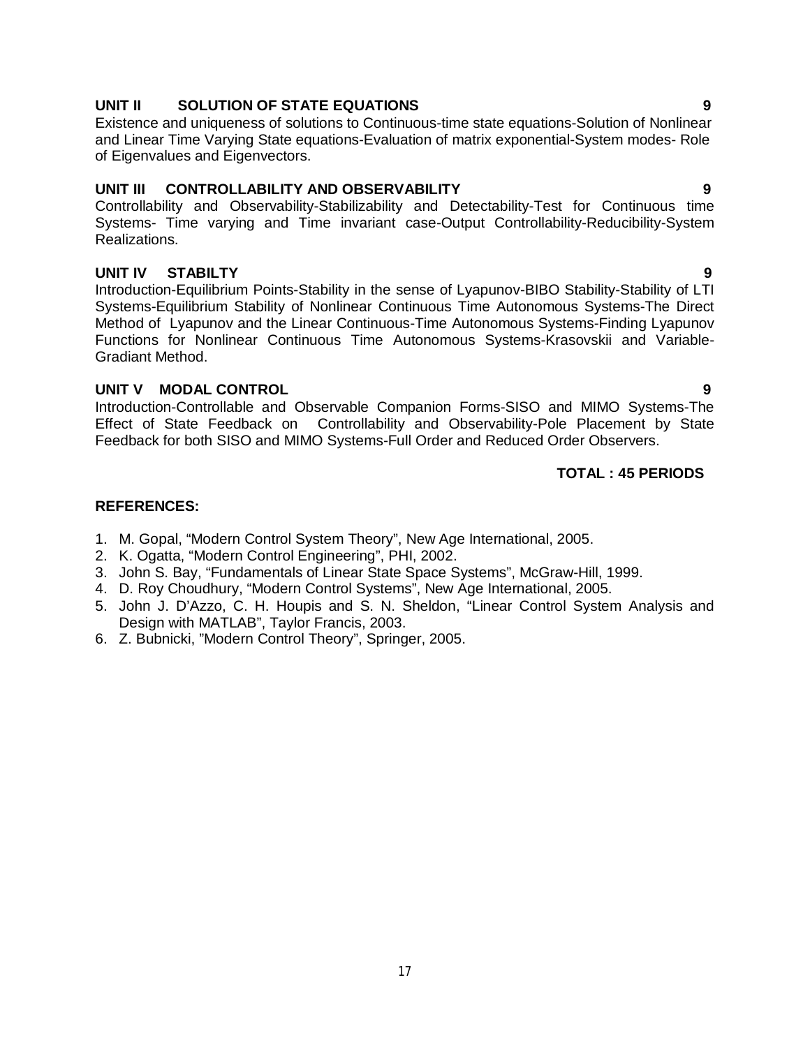**UNIT II SOLUTION OF STATE EQUATIONS 9**

Existence and uniqueness of solutions to Continuous-time state equations-Solution of Nonlinear and Linear Time Varying State equations-Evaluation of matrix exponential-System modes- Role of Eigenvalues and Eigenvectors.

**UNIT III CONTROLLABILITY AND OBSERVABILITY 9**

Controllability and Observability-Stabilizability and Detectability-Test for Continuous time Systems- Time varying and Time invariant case-Output Controllability-Reducibility-System Realizations.

**UNIT IV STABILTY 9**

Introduction-Equilibrium Points-Stability in the sense of Lyapunov-BIBO Stability-Stability of LTI Systems-Equilibrium Stability of Nonlinear Continuous Time Autonomous Systems-The Direct Method of Lyapunov and the Linear Continuous-Time Autonomous Systems-Finding Lyapunov Functions for Nonlinear Continuous Time Autonomous Systems-Krasovskii and Variable-Gradiant Method.

**UNIT V MODAL CONTROL 9**

Introduction-Controllable and Observable Companion Forms-SISO and MIMO Systems-The Effect of State Feedback on Controllability and Observability-Pole Placement by State Feedback for both SISO and MIMO Systems-Full Order and Reduced Order Observers.

**TOTAL : 45 PERIODS**

**REFERENCES:**

1. M. Gopal, "Modern Control System Theory", New Age International, 2005.
2. K. Ogatta, "Modern Control Engineering", PHI, 2002.
3. John S. Bay, "Fundamentals of Linear State Space Systems", McGraw-Hill, 1999.
4. D. Roy Choudhury, "Modern Control Systems", New Age International, 2005.
5. John J. D'Azzo, C. H. Houpis and S. N. Sheldon, "Linear Control System Analysis and Design with MATLAB", Taylor Francis, 2003.
6. Z. Bubnicki, "Modern Control Theory", Springer, 2005.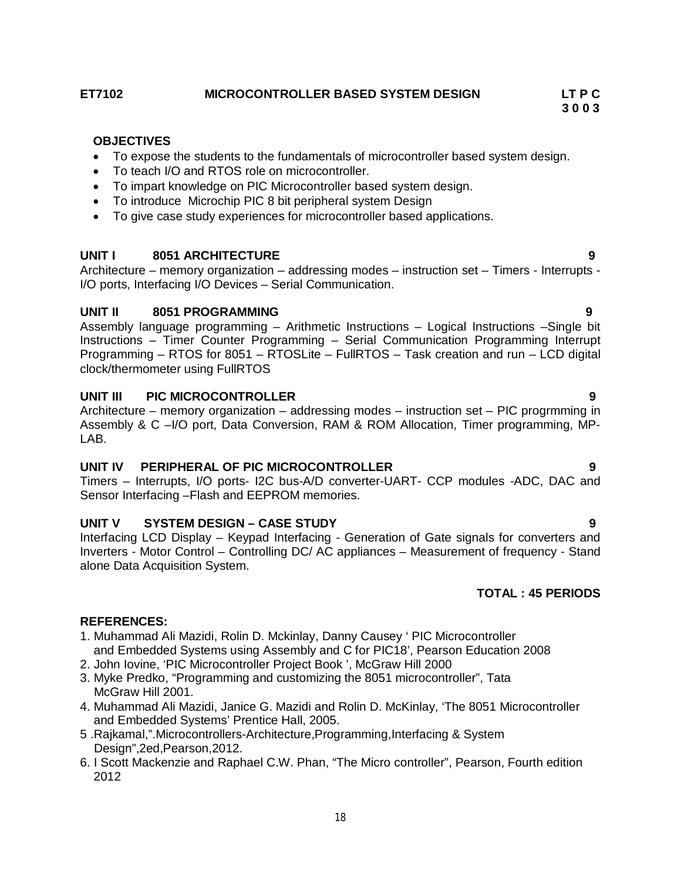**ET7102 MICROCONTROLLER BASED SYSTEM DESIGN LT P C**
**3 0 0 3**

**OBJECTIVES**

- To expose the students to the fundamentals of microcontroller based system design.
- To teach I/O and RTOS role on microcontroller.
- To impart knowledge on PIC Microcontroller based system design.
- To introduce Microchip PIC 8 bit peripheral system Design
- To give case study experiences for microcontroller based applications.

**UNIT I 8051 ARCHITECTURE 9**

Architecture – memory organization – addressing modes – instruction set – Timers - Interrupts - I/O ports, Interfacing I/O Devices – Serial Communication.

**UNIT II 8051 PROGRAMMING 9**

Assembly language programming – Arithmetic Instructions – Logical Instructions –Single bit Instructions – Timer Counter Programming – Serial Communication Programming Interrupt Programming – RTOS for 8051 – RTOSLite – FullRTOS – Task creation and run – LCD digital clock/thermometer using FullRTOS

**UNIT III PIC MICROCONTROLLER 9**

Architecture – memory organization – addressing modes – instruction set – PIC progrmming in Assembly & C –I/O port, Data Conversion, RAM & ROM Allocation, Timer programming, MP-LAB.

**UNIT IV PERIPHERAL OF PIC MICROCONTROLLER 9**

Timers – Interrupts, I/O ports- I2C bus-A/D converter-UART- CCP modules -ADC, DAC and Sensor Interfacing –Flash and EEPROM memories.

**UNIT V SYSTEM DESIGN – CASE STUDY 9**

Interfacing LCD Display – Keypad Interfacing - Generation of Gate signals for converters and Inverters - Motor Control – Controlling DC/ AC appliances – Measurement of frequency - Stand alone Data Acquisition System.

**TOTAL : 45 PERIODS**

**REFERENCES:**

1. Muhammad Ali Mazidi, Rolin D. Mckinlay, Danny Causey ' PIC Microcontroller and Embedded Systems using Assembly and C for PIC18', Pearson Education 2008
2. John Iovine, 'PIC Microcontroller Project Book ', McGraw Hill 2000
3. Myke Predko, "Programming and customizing the 8051 microcontroller", Tata McGraw Hill 2001.
4. Muhammad Ali Mazidi, Janice G. Mazidi and Rolin D. McKinlay, 'The 8051 Microcontroller and Embedded Systems' Prentice Hall, 2005.
5. Rajkamal,".Microcontrollers-Architecture,Programming,Interfacing & System Design",2ed,Pearson,2012.
6. I Scott Mackenzie and Raphael C.W. Phan, "The Micro controller", Pearson, Fourth edition 2012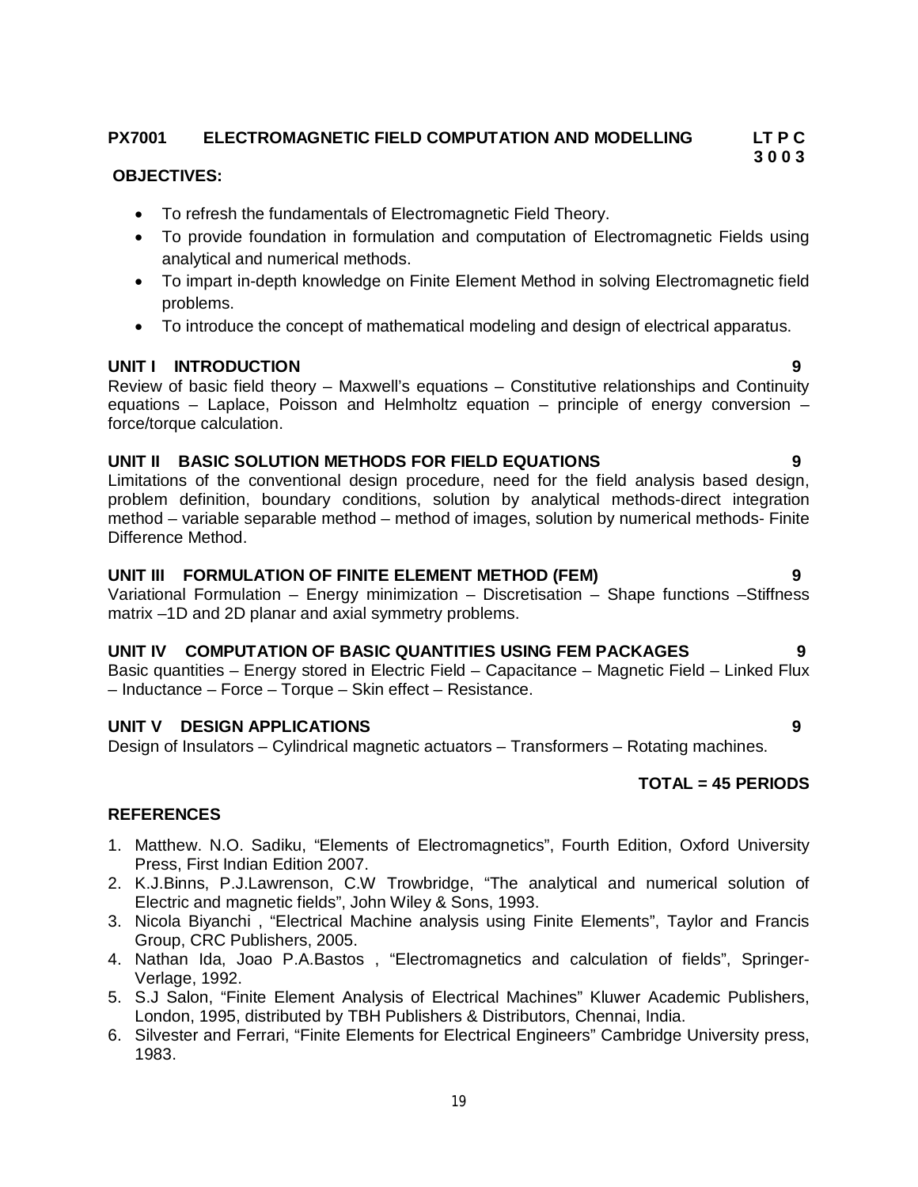**PX7001 ELECTROMAGNETIC FIELD COMPUTATION AND MODELLING**

**L T P C**
**3 0 0 3**

**OBJECTIVES:**

- To refresh the fundamentals of Electromagnetic Field Theory.
- To provide foundation in formulation and computation of Electromagnetic Fields using analytical and numerical methods.
- To impart in-depth knowledge on Finite Element Method in solving Electromagnetic field problems.
- To introduce the concept of mathematical modeling and design of electrical apparatus.

**UNIT I INTRODUCTION 9**

Review of basic field theory – Maxwell's equations – Constitutive relationships and Continuity equations – Laplace, Poisson and Helmholtz equation – principle of energy conversion – force/torque calculation.

**UNIT II BASIC SOLUTION METHODS FOR FIELD EQUATIONS 9**

Limitations of the conventional design procedure, need for the field analysis based design, problem definition, boundary conditions, solution by analytical methods-direct integration method – variable separable method – method of images, solution by numerical methods- Finite Difference Method.

**UNIT III FORMULATION OF FINITE ELEMENT METHOD (FEM) 9**

Variational Formulation – Energy minimization – Discretisation – Shape functions –Stiffness matrix –1D and 2D planar and axial symmetry problems.

**UNIT IV COMPUTATION OF BASIC QUANTITIES USING FEM PACKAGES 9**

Basic quantities – Energy stored in Electric Field – Capacitance – Magnetic Field – Linked Flux – Inductance – Force – Torque – Skin effect – Resistance.

**UNIT V DESIGN APPLICATIONS 9**

Design of Insulators – Cylindrical magnetic actuators – Transformers – Rotating machines.

**TOTAL = 45 PERIODS**

**REFERENCES**

1. Matthew. N.O. Sadiku, "Elements of Electromagnetics", Fourth Edition, Oxford University Press, First Indian Edition 2007.
2. K.J.Binns, P.J.Lawrenson, C.W Trowbridge, "The analytical and numerical solution of Electric and magnetic fields", John Wiley & Sons, 1993.
3. Nicola Biyanchi , "Electrical Machine analysis using Finite Elements", Taylor and Francis Group, CRC Publishers, 2005.
4. Nathan Ida, Joao P.A.Bastos , "Electromagnetics and calculation of fields", Springer-Verlage, 1992.
5. S.J Salon, "Finite Element Analysis of Electrical Machines" Kluwer Academic Publishers, London, 1995, distributed by TBH Publishers & Distributors, Chennai, India.
6. Silvester and Ferrari, "Finite Elements for Electrical Engineers" Cambridge University press, 1983.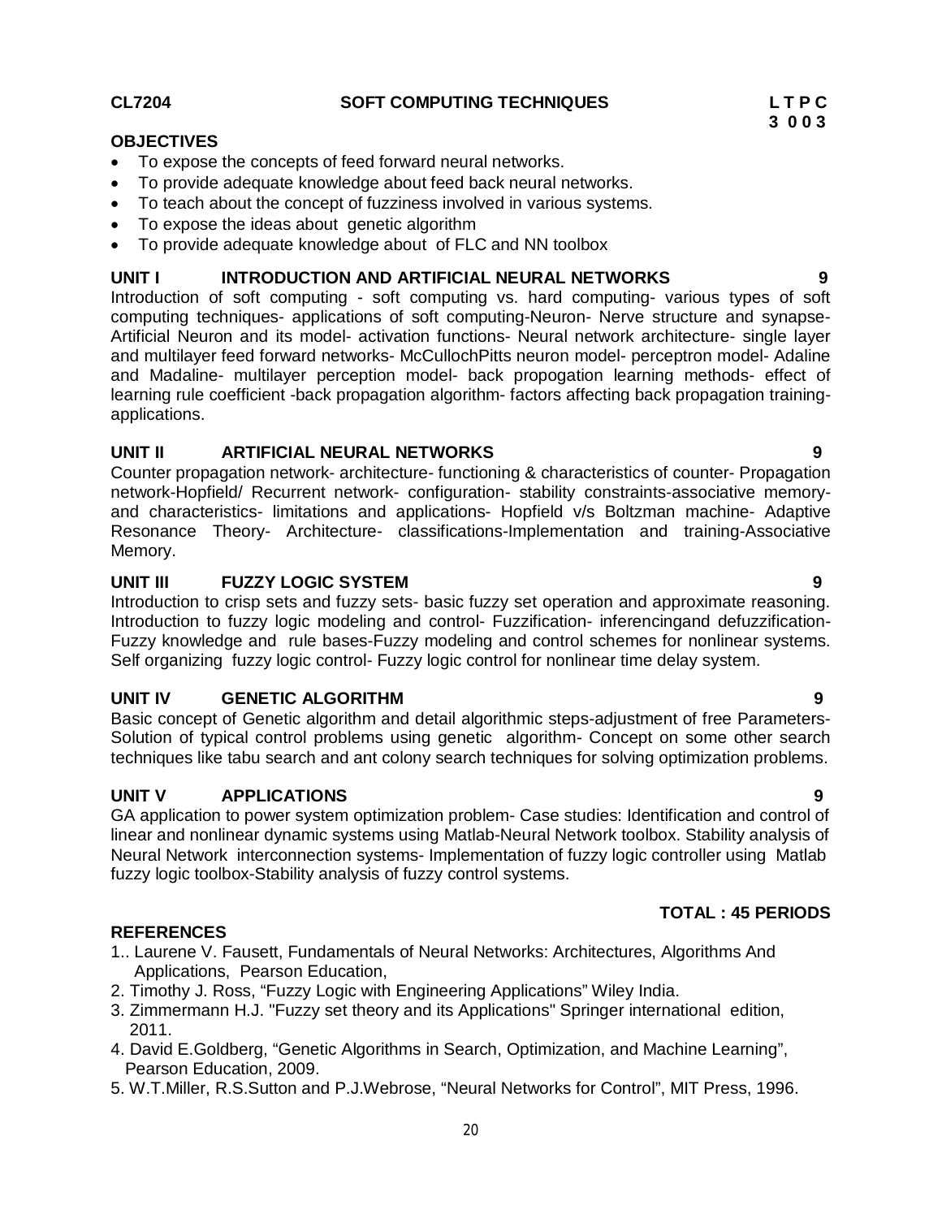**CL7204 SOFT COMPUTING TECHNIQUES L T P C**
**3 0 0 3**

**OBJECTIVES**

- To expose the concepts of feed forward neural networks.
- To provide adequate knowledge about feed back neural networks.
- To teach about the concept of fuzziness involved in various systems.
- To expose the ideas about genetic algorithm
- To provide adequate knowledge about of FLC and NN toolbox

**UNIT I INTRODUCTION AND ARTIFICIAL NEURAL NETWORKS 9**

Introduction of soft computing - soft computing vs. hard computing- various types of soft computing techniques- applications of soft computing-Neuron- Nerve structure and synapse- Artificial Neuron and its model- activation functions- Neural network architecture- single layer and multilayer feed forward networks- McCullochPitts neuron model- perceptron model- Adaline and Madaline- multilayer perception model- back propogation learning methods- effect of learning rule coefficient -back propagation algorithm- factors affecting back propagation training- applications.

**UNIT II ARTIFICIAL NEURAL NETWORKS 9**

Counter propagation network- architecture- functioning & characteristics of counter- Propagation network-Hopfield/ Recurrent network- configuration- stability constraints-associative memory- and characteristics- limitations and applications- Hopfield v/s Boltzman machine- Adaptive Resonance Theory- Architecture- classifications-Implementation and training-Associative Memory.

**UNIT III FUZZY LOGIC SYSTEM 9**

Introduction to crisp sets and fuzzy sets- basic fuzzy set operation and approximate reasoning. Introduction to fuzzy logic modeling and control- Fuzzification- inferencingand defuzzification- Fuzzy knowledge and rule bases-Fuzzy modeling and control schemes for nonlinear systems. Self organizing fuzzy logic control- Fuzzy logic control for nonlinear time delay system.

**UNIT IV GENETIC ALGORITHM 9**

Basic concept of Genetic algorithm and detail algorithmic steps-adjustment of free Parameters- Solution of typical control problems using genetic algorithm- Concept on some other search techniques like tabu search and ant colony search techniques for solving optimization problems.

**UNIT V APPLICATIONS 9**

GA application to power system optimization problem- Case studies: Identification and control of linear and nonlinear dynamic systems using Matlab-Neural Network toolbox. Stability analysis of Neural Network interconnection systems- Implementation of fuzzy logic controller using Matlab fuzzy logic toolbox-Stability analysis of fuzzy control systems.

**TOTAL : 45 PERIODS**

**REFERENCES**

1.. Laurene V. Fausett, Fundamentals of Neural Networks: Architectures, Algorithms And Applications, Pearson Education,
2. Timothy J. Ross, “Fuzzy Logic with Engineering Applications” Wiley India.
3. Zimmermann H.J. "Fuzzy set theory and its Applications" Springer international edition, 2011.
4. David E.Goldberg, “Genetic Algorithms in Search, Optimization, and Machine Learning”, Pearson Education, 2009.
5. W.T.Miller, R.S.Sutton and P.J.Webrose, “Neural Networks for Control”, MIT Press, 1996.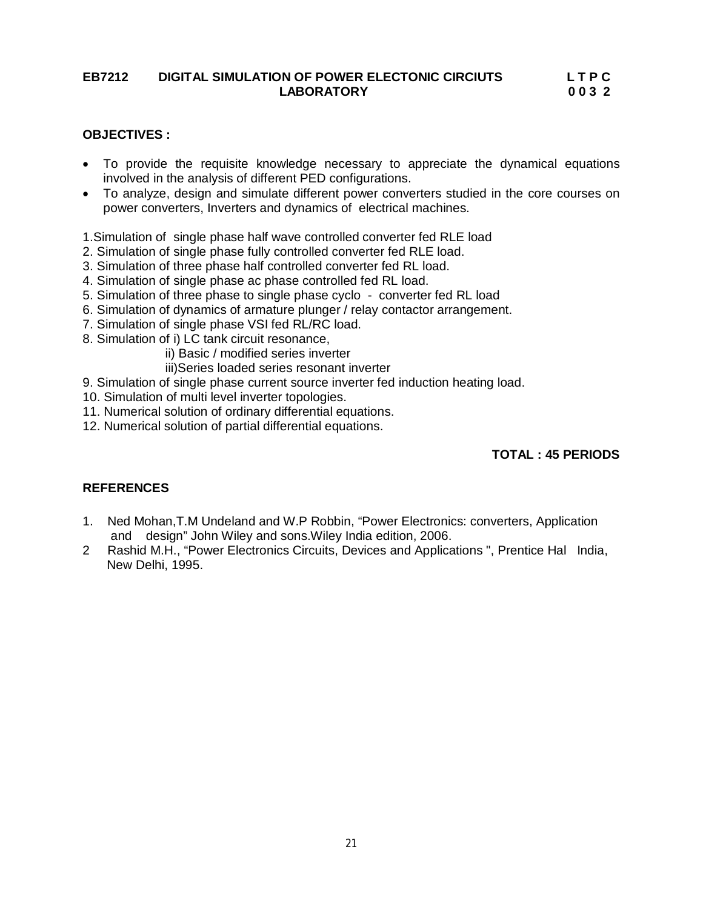**EB7212 DIGITAL SIMULATION OF POWER ELECTONIC CIRCIUTS LABORATORY** **L T P C 0 0 3 2**

**OBJECTIVES :**

- To provide the requisite knowledge necessary to appreciate the dynamical equations involved in the analysis of different PED configurations.
- To analyze, design and simulate different power converters studied in the core courses on power converters, Inverters and dynamics of electrical machines.

1.Simulation of single phase half wave controlled converter fed RLE load
2. Simulation of single phase fully controlled converter fed RLE load.
3. Simulation of three phase half controlled converter fed RL load.
4. Simulation of single phase ac phase controlled fed RL load.
5. Simulation of three phase to single phase cyclo - converter fed RL load
6. Simulation of dynamics of armature plunger / relay contactor arrangement.
7. Simulation of single phase VSI fed RL/RC load.
8. Simulation of i) LC tank circuit resonance,
   ii) Basic / modified series inverter
   iii)Series loaded series resonant inverter
9. Simulation of single phase current source inverter fed induction heating load.
10. Simulation of multi level inverter topologies.
11. Numerical solution of ordinary differential equations.
12. Numerical solution of partial differential equations.

**TOTAL : 45 PERIODS**

**REFERENCES**

1. Ned Mohan,T.M Undeland and W.P Robbin, "Power Electronics: converters, Application and design" John Wiley and sons.Wiley India edition, 2006.
2 Rashid M.H., "Power Electronics Circuits, Devices and Applications ", Prentice Hal India, New Delhi, 1995.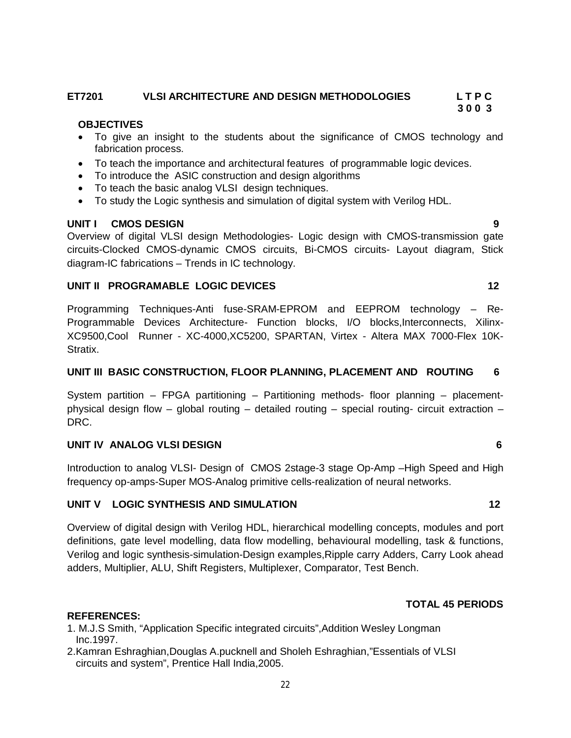**ET7201 VLSI ARCHITECTURE AND DESIGN METHODOLOGIES L T P C**
**3 0 0 3**

**OBJECTIVES**

- To give an insight to the students about the significance of CMOS technology and fabrication process.
- To teach the importance and architectural features of programmable logic devices.
- To introduce the ASIC construction and design algorithms
- To teach the basic analog VLSI design techniques.
- To study the Logic synthesis and simulation of digital system with Verilog HDL.

**UNIT I CMOS DESIGN 9**

Overview of digital VLSI design Methodologies- Logic design with CMOS-transmission gate circuits-Clocked CMOS-dynamic CMOS circuits, Bi-CMOS circuits- Layout diagram, Stick diagram-IC fabrications – Trends in IC technology.

**UNIT II PROGRAMABLE LOGIC DEVICES 12**

Programming Techniques-Anti fuse-SRAM-EPROM and EEPROM technology – Re-Programmable Devices Architecture- Function blocks, I/O blocks,Interconnects, Xilinx-XC9500,Cool Runner - XC-4000,XC5200, SPARTAN, Virtex - Altera MAX 7000-Flex 10K-Stratix.

**UNIT III BASIC CONSTRUCTION, FLOOR PLANNING, PLACEMENT AND ROUTING 6**

System partition – FPGA partitioning – Partitioning methods- floor planning – placement-physical design flow – global routing – detailed routing – special routing- circuit extraction – DRC.

**UNIT IV ANALOG VLSI DESIGN 6**

Introduction to analog VLSI- Design of CMOS 2stage-3 stage Op-Amp –High Speed and High frequency op-amps-Super MOS-Analog primitive cells-realization of neural networks.

**UNIT V LOGIC SYNTHESIS AND SIMULATION 12**

Overview of digital design with Verilog HDL, hierarchical modelling concepts, modules and port definitions, gate level modelling, data flow modelling, behavioural modelling, task & functions, Verilog and logic synthesis-simulation-Design examples,Ripple carry Adders, Carry Look ahead adders, Multiplier, ALU, Shift Registers, Multiplexer, Comparator, Test Bench.

**TOTAL 45 PERIODS**

**REFERENCES:**

1. M.J.S Smith, "Application Specific integrated circuits",Addition Wesley Longman Inc.1997.
2. Kamran Eshraghian,Douglas A.pucknell and Sholeh Eshraghian,"Essentials of VLSI circuits and system", Prentice Hall India,2005.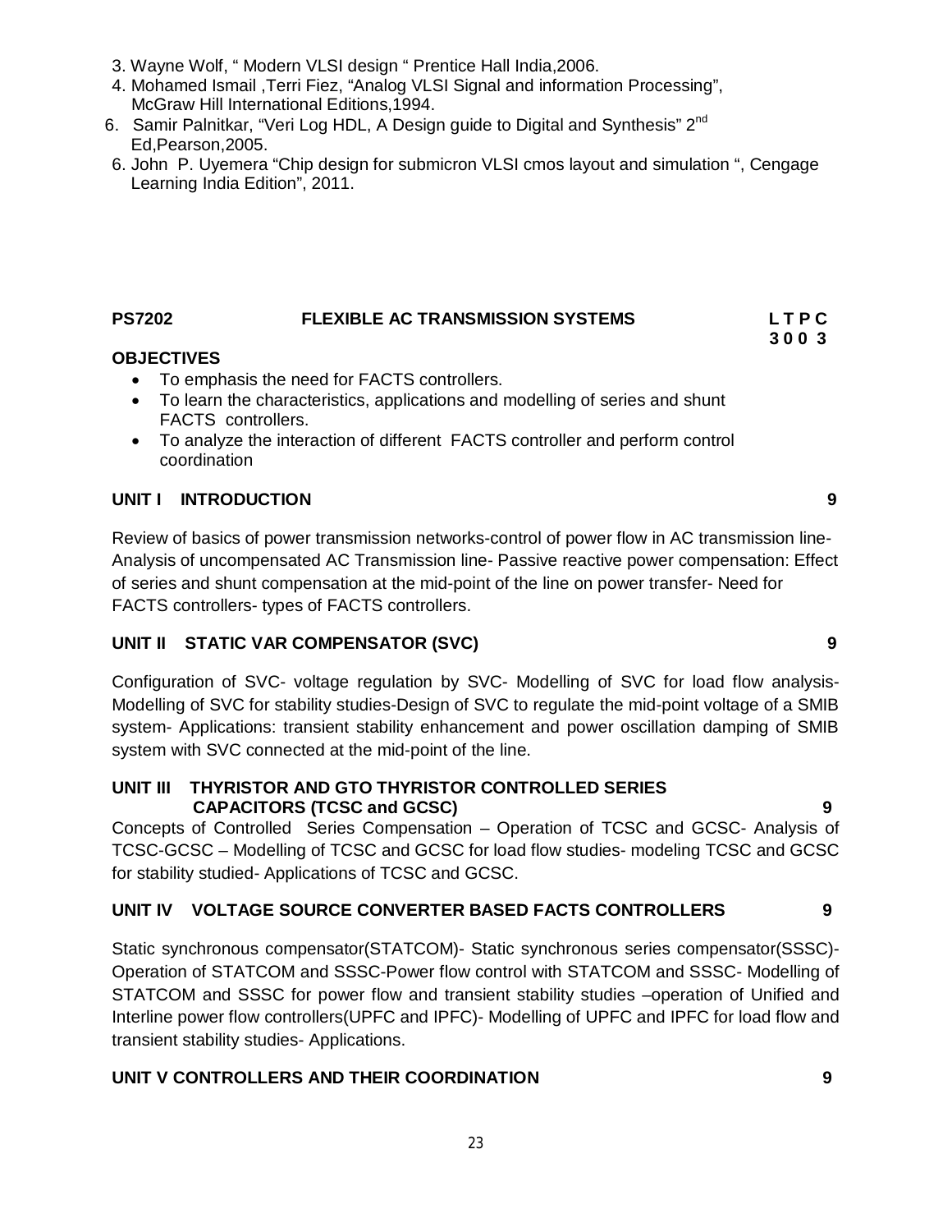3. Wayne Wolf, " Modern VLSI design " Prentice Hall India,2006.
4. Mohamed Ismail ,Terri Fiez, "Analog VLSI Signal and information Processing", McGraw Hill International Editions,1994.
6. Samir Palnitkar, "Veri Log HDL, A Design guide to Digital and Synthesis" 2nd Ed,Pearson,2005.
6. John P. Uyemera "Chip design for submicron VLSI cmos layout and simulation ", Cengage Learning India Edition", 2011.

## PS7202 FLEXIBLE AC TRANSMISSION SYSTEMS

**L T P C**
**3 0 0 3**

**OBJECTIVES**

- To emphasis the need for FACTS controllers.
- To learn the characteristics, applications and modelling of series and shunt FACTS controllers.
- To analyze the interaction of different FACTS controller and perform control coordination

**UNIT I INTRODUCTION 9**

Review of basics of power transmission networks-control of power flow in AC transmission line- Analysis of uncompensated AC Transmission line- Passive reactive power compensation: Effect of series and shunt compensation at the mid-point of the line on power transfer- Need for FACTS controllers- types of FACTS controllers.

**UNIT II STATIC VAR COMPENSATOR (SVC) 9**

Configuration of SVC- voltage regulation by SVC- Modelling of SVC for load flow analysis- Modelling of SVC for stability studies-Design of SVC to regulate the mid-point voltage of a SMIB system- Applications: transient stability enhancement and power oscillation damping of SMIB system with SVC connected at the mid-point of the line.

**UNIT III THYRISTOR AND GTO THYRISTOR CONTROLLED SERIES CAPACITORS (TCSC and GCSC) 9**

Concepts of Controlled Series Compensation – Operation of TCSC and GCSC- Analysis of TCSC-GCSC – Modelling of TCSC and GCSC for load flow studies- modeling TCSC and GCSC for stability studied- Applications of TCSC and GCSC.

**UNIT IV VOLTAGE SOURCE CONVERTER BASED FACTS CONTROLLERS 9**

Static synchronous compensator(STATCOM)- Static synchronous series compensator(SSSC)- Operation of STATCOM and SSSC-Power flow control with STATCOM and SSSC- Modelling of STATCOM and SSSC for power flow and transient stability studies –operation of Unified and Interline power flow controllers(UPFC and IPFC)- Modelling of UPFC and IPFC for load flow and transient stability studies- Applications.

**UNIT V CONTROLLERS AND THEIR COORDINATION 9**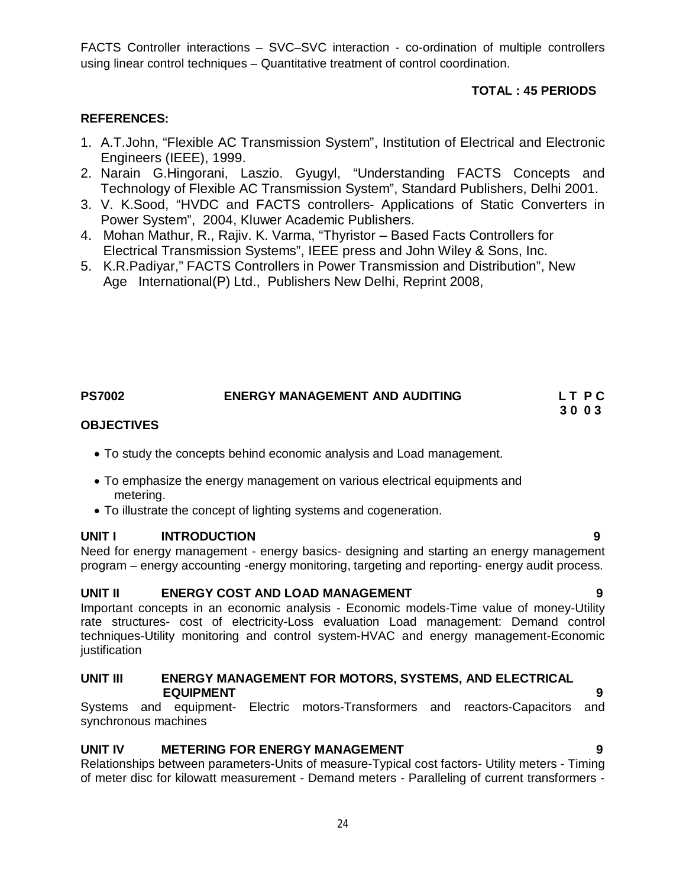FACTS Controller interactions – SVC–SVC interaction - co-ordination of multiple controllers using linear control techniques – Quantitative treatment of control coordination.

**TOTAL : 45 PERIODS**

**REFERENCES:**

1. A.T.John, "Flexible AC Transmission System", Institution of Electrical and Electronic Engineers (IEEE), 1999.
2. Narain G.Hingorani, Laszio. Gyugyl, "Understanding FACTS Concepts and Technology of Flexible AC Transmission System", Standard Publishers, Delhi 2001.
3. V. K.Sood, "HVDC and FACTS controllers- Applications of Static Converters in Power System", 2004, Kluwer Academic Publishers.
4. Mohan Mathur, R., Rajiv. K. Varma, "Thyristor – Based Facts Controllers for Electrical Transmission Systems", IEEE press and John Wiley & Sons, Inc.
5. K.R.Padiyar," FACTS Controllers in Power Transmission and Distribution", New Age International(P) Ltd., Publishers New Delhi, Reprint 2008,

## PS7002 ENERGY MANAGEMENT AND AUDITING

**L T P C**
**3 0 0 3**

**OBJECTIVES**

- To study the concepts behind economic analysis and Load management.
- To emphasize the energy management on various electrical equipments and metering.
- To illustrate the concept of lighting systems and cogeneration.

**UNIT I INTRODUCTION 9**

Need for energy management - energy basics- designing and starting an energy management program – energy accounting -energy monitoring, targeting and reporting- energy audit process.

**UNIT II ENERGY COST AND LOAD MANAGEMENT 9**

Important concepts in an economic analysis - Economic models-Time value of money-Utility rate structures- cost of electricity-Loss evaluation Load management: Demand control techniques-Utility monitoring and control system-HVAC and energy management-Economic justification

**UNIT III ENERGY MANAGEMENT FOR MOTORS, SYSTEMS, AND ELECTRICAL EQUIPMENT 9**

Systems and equipment- Electric motors-Transformers and reactors-Capacitors and synchronous machines

**UNIT IV METERING FOR ENERGY MANAGEMENT 9**

Relationships between parameters-Units of measure-Typical cost factors- Utility meters - Timing of meter disc for kilowatt measurement - Demand meters - Paralleling of current transformers -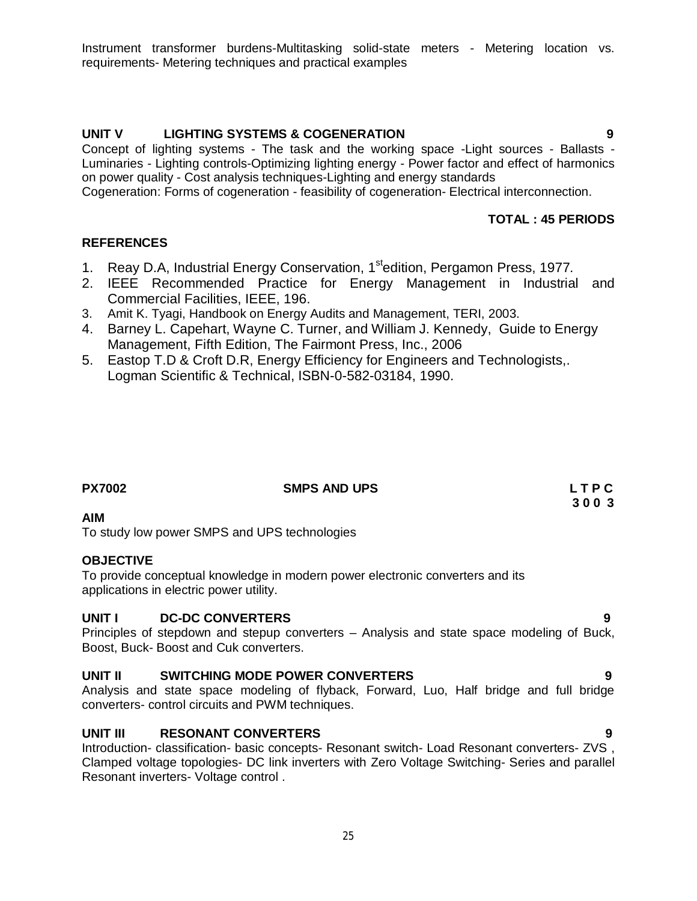Instrument transformer burdens-Multitasking solid-state meters - Metering location vs. requirements- Metering techniques and practical examples

**UNIT V LIGHTING SYSTEMS & COGENERATION 9**

Concept of lighting systems - The task and the working space -Light sources - Ballasts - Luminaries - Lighting controls-Optimizing lighting energy - Power factor and effect of harmonics on power quality - Cost analysis techniques-Lighting and energy standards
Cogeneration: Forms of cogeneration - feasibility of cogeneration- Electrical interconnection.

**TOTAL : 45 PERIODS**

**REFERENCES**

1. Reay D.A, Industrial Energy Conservation, 1st edition, Pergamon Press, 1977.
2. IEEE Recommended Practice for Energy Management in Industrial and Commercial Facilities, IEEE, 196.
3. Amit K. Tyagi, Handbook on Energy Audits and Management, TERI, 2003.
4. Barney L. Capehart, Wayne C. Turner, and William J. Kennedy, Guide to Energy Management, Fifth Edition, The Fairmont Press, Inc., 2006
5. Eastop T.D & Croft D.R, Energy Efficiency for Engineers and Technologists,. Logman Scientific & Technical, ISBN-0-582-03184, 1990.

**PX7002 SMPS AND UPS L T P C**
**3 0 0 3**

**AIM**

To study low power SMPS and UPS technologies

**OBJECTIVE**

To provide conceptual knowledge in modern power electronic converters and its applications in electric power utility.

**UNIT I DC-DC CONVERTERS 9**

Principles of stepdown and stepup converters – Analysis and state space modeling of Buck, Boost, Buck- Boost and Cuk converters.

**UNIT II SWITCHING MODE POWER CONVERTERS 9**

Analysis and state space modeling of flyback, Forward, Luo, Half bridge and full bridge converters- control circuits and PWM techniques.

**UNIT III RESONANT CONVERTERS 9**

Introduction- classification- basic concepts- Resonant switch- Load Resonant converters- ZVS , Clamped voltage topologies- DC link inverters with Zero Voltage Switching- Series and parallel Resonant inverters- Voltage control .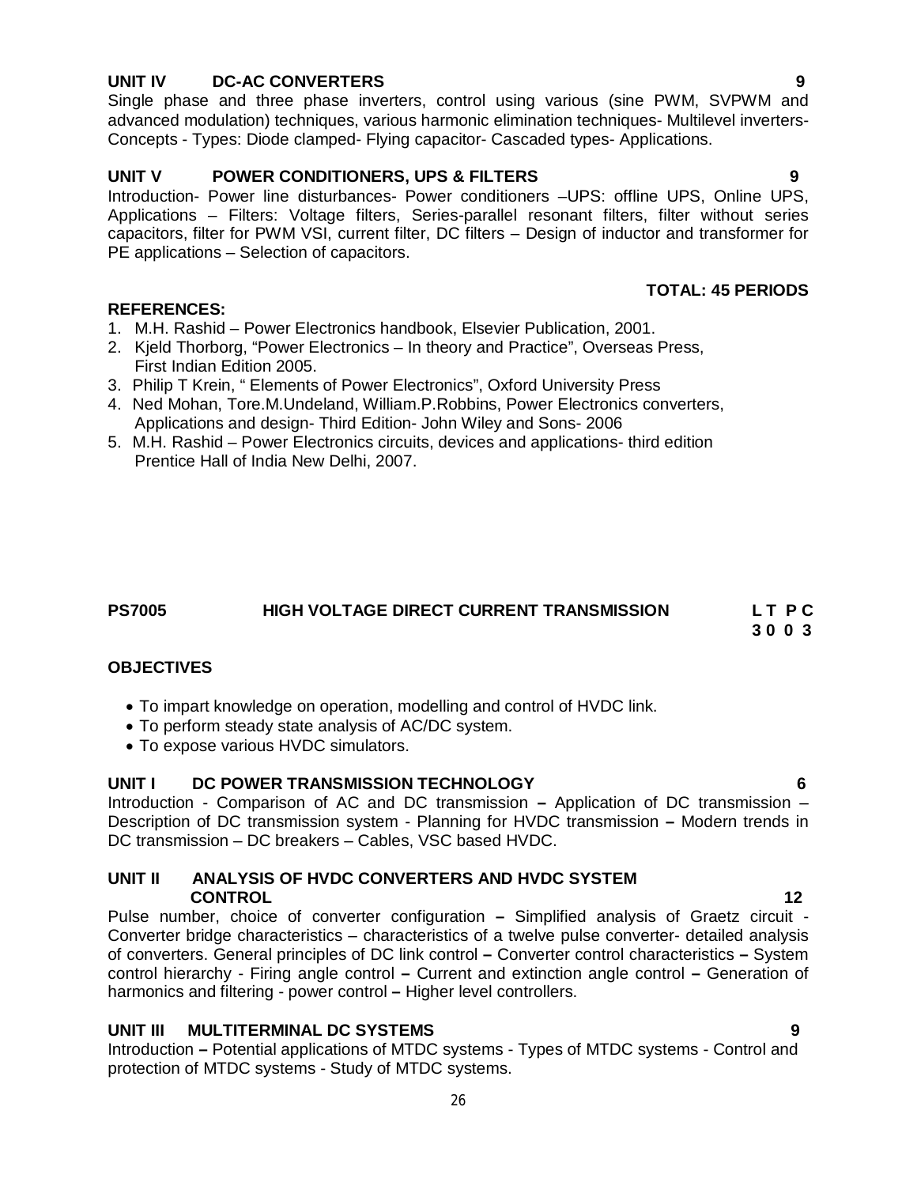**UNIT IV DC-AC CONVERTERS 9**

Single phase and three phase inverters, control using various (sine PWM, SVPWM and advanced modulation) techniques, various harmonic elimination techniques- Multilevel inverters- Concepts - Types: Diode clamped- Flying capacitor- Cascaded types- Applications.

**UNIT V POWER CONDITIONERS, UPS & FILTERS 9**

Introduction- Power line disturbances- Power conditioners –UPS: offline UPS, Online UPS, Applications – Filters: Voltage filters, Series-parallel resonant filters, filter without series capacitors, filter for PWM VSI, current filter, DC filters – Design of inductor and transformer for PE applications – Selection of capacitors.

**TOTAL: 45 PERIODS**

**REFERENCES:**

1. M.H. Rashid – Power Electronics handbook, Elsevier Publication, 2001.
2. Kjeld Thorborg, "Power Electronics – In theory and Practice", Overseas Press, First Indian Edition 2005.
3. Philip T Krein, " Elements of Power Electronics", Oxford University Press
4. Ned Mohan, Tore.M.Undeland, William.P.Robbins, Power Electronics converters, Applications and design- Third Edition- John Wiley and Sons- 2006
5. M.H. Rashid – Power Electronics circuits, devices and applications- third edition Prentice Hall of India New Delhi, 2007.

## PS7005 HIGH VOLTAGE DIRECT CURRENT TRANSMISSION

| L | T | P | C |
|---|---|---|---|
| 3 | 0 | 0 | 3 |

**OBJECTIVES**

- To impart knowledge on operation, modelling and control of HVDC link.
- To perform steady state analysis of AC/DC system.
- To expose various HVDC simulators.

**UNIT I DC POWER TRANSMISSION TECHNOLOGY 6**

Introduction - Comparison of AC and DC transmission **–** Application of DC transmission – Description of DC transmission system - Planning for HVDC transmission **–** Modern trends in DC transmission – DC breakers – Cables, VSC based HVDC.

**UNIT II ANALYSIS OF HVDC CONVERTERS AND HVDC SYSTEM CONTROL 12**

Pulse number, choice of converter configuration **–** Simplified analysis of Graetz circuit - Converter bridge characteristics – characteristics of a twelve pulse converter- detailed analysis of converters. General principles of DC link control **–** Converter control characteristics **–** System control hierarchy - Firing angle control **–** Current and extinction angle control **–** Generation of harmonics and filtering - power control **–** Higher level controllers.

**UNIT III MULTITERMINAL DC SYSTEMS 9**

Introduction **–** Potential applications of MTDC systems - Types of MTDC systems - Control and protection of MTDC systems - Study of MTDC systems.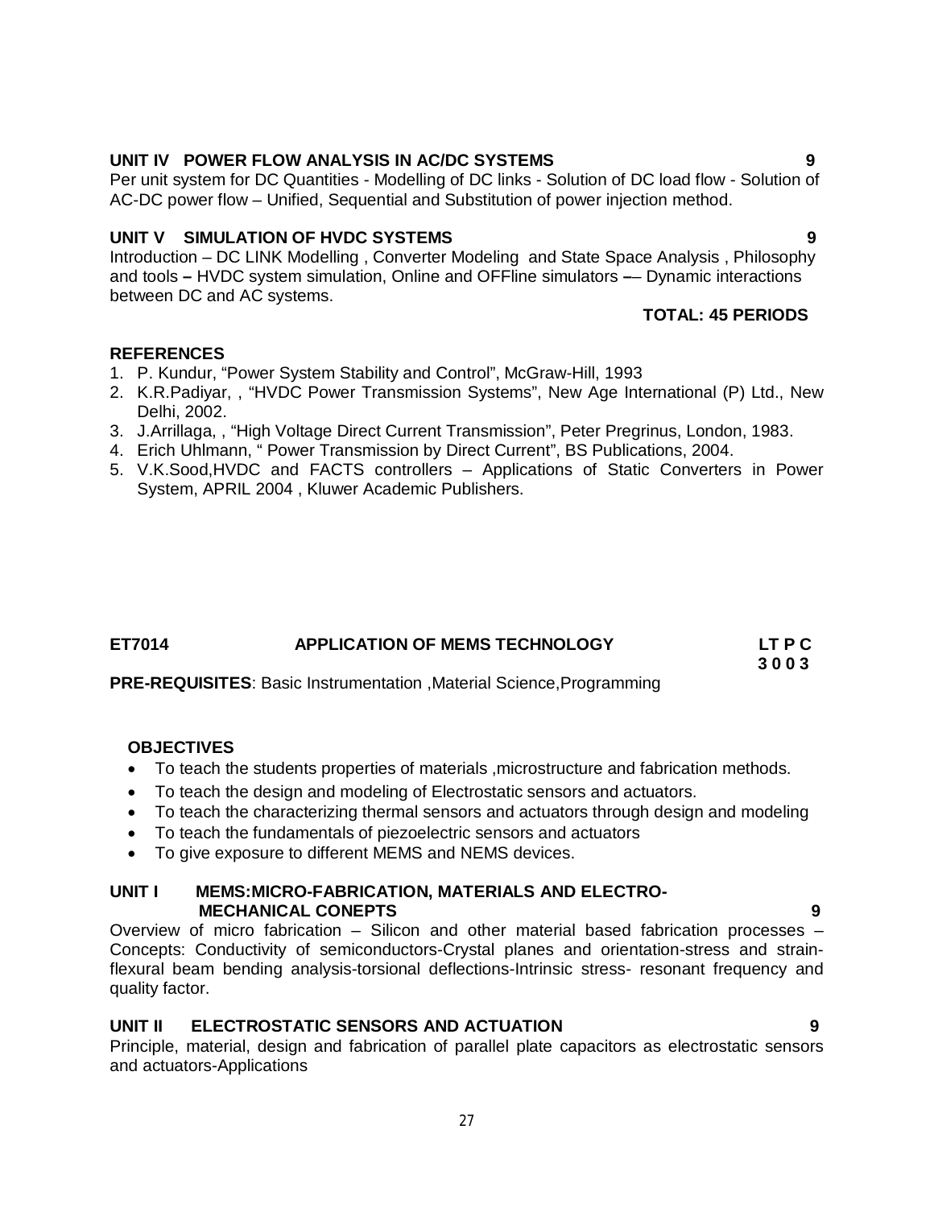**UNIT IV POWER FLOW ANALYSIS IN AC/DC SYSTEMS** **9**

Per unit system for DC Quantities - Modelling of DC links - Solution of DC load flow - Solution of AC-DC power flow – Unified, Sequential and Substitution of power injection method.

**UNIT V SIMULATION OF HVDC SYSTEMS** **9**

Introduction – DC LINK Modelling , Converter Modeling and State Space Analysis , Philosophy and tools **–** HVDC system simulation, Online and OFFline simulators **–**– Dynamic interactions between DC and AC systems.

**TOTAL: 45 PERIODS**

**REFERENCES**

1. P. Kundur, "Power System Stability and Control", McGraw-Hill, 1993
2. K.R.Padiyar, , "HVDC Power Transmission Systems", New Age International (P) Ltd., New Delhi, 2002.
3. J.Arrillaga, , "High Voltage Direct Current Transmission", Peter Pregrinus, London, 1983.
4. Erich Uhlmann, " Power Transmission by Direct Current", BS Publications, 2004.
5. V.K.Sood,HVDC and FACTS controllers – Applications of Static Converters in Power System, APRIL 2004 , Kluwer Academic Publishers.

**ET7014 APPLICATION OF MEMS TECHNOLOGY** **LT P C**
**3 0 0 3**

**PRE-REQUISITES**: Basic Instrumentation ,Material Science,Programming

**OBJECTIVES**

- To teach the students properties of materials ,microstructure and fabrication methods.
- To teach the design and modeling of Electrostatic sensors and actuators.
- To teach the characterizing thermal sensors and actuators through design and modeling
- To teach the fundamentals of piezoelectric sensors and actuators
- To give exposure to different MEMS and NEMS devices.

**UNIT I MEMS:MICRO-FABRICATION, MATERIALS AND ELECTRO-MECHANICAL CONEPTS** **9**

Overview of micro fabrication – Silicon and other material based fabrication processes – Concepts: Conductivity of semiconductors-Crystal planes and orientation-stress and strain-flexural beam bending analysis-torsional deflections-Intrinsic stress- resonant frequency and quality factor.

**UNIT II ELECTROSTATIC SENSORS AND ACTUATION** **9**

Principle, material, design and fabrication of parallel plate capacitors as electrostatic sensors and actuators-Applications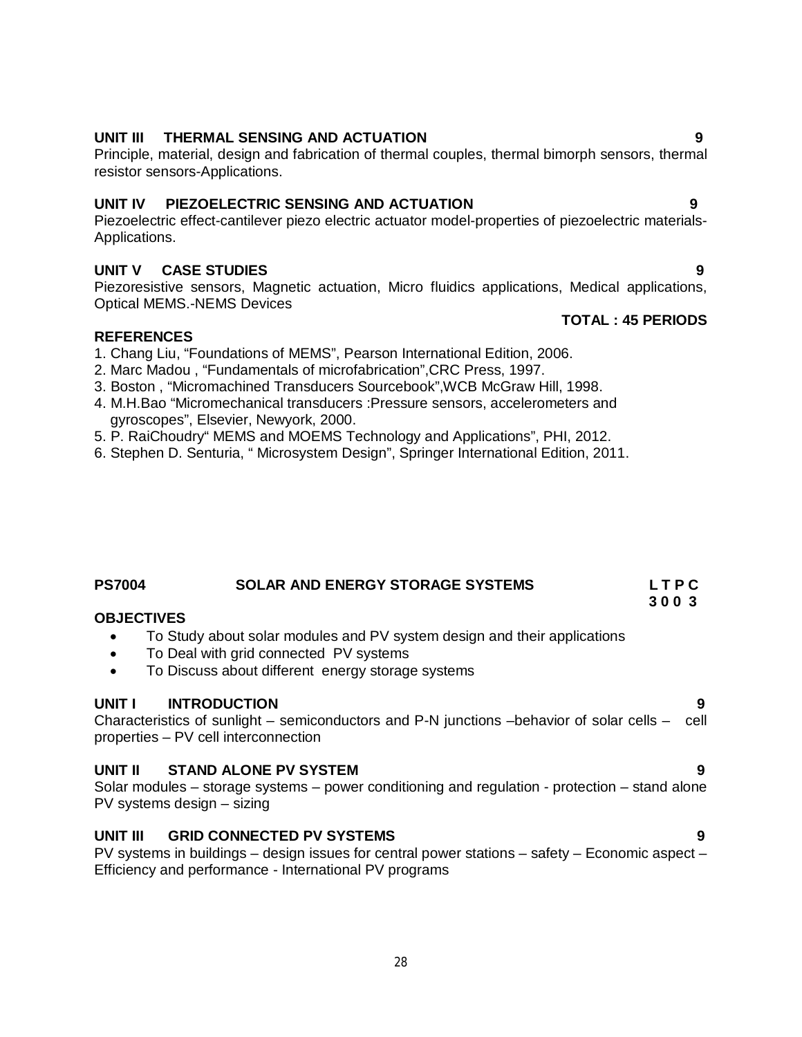### UNIT III THERMAL SENSING AND ACTUATION 9

Principle, material, design and fabrication of thermal couples, thermal bimorph sensors, thermal resistor sensors-Applications.

### UNIT IV PIEZOELECTRIC SENSING AND ACTUATION 9

Piezoelectric effect-cantilever piezo electric actuator model-properties of piezoelectric materials-Applications.

### UNIT V CASE STUDIES 9

Piezoresistive sensors, Magnetic actuation, Micro fluidics applications, Medical applications, Optical MEMS.-NEMS Devices

**TOTAL : 45 PERIODS**

### REFERENCES

1. Chang Liu, "Foundations of MEMS", Pearson International Edition, 2006.
2. Marc Madou , "Fundamentals of microfabrication",CRC Press, 1997.
3. Boston , "Micromachined Transducers Sourcebook",WCB McGraw Hill, 1998.
4. M.H.Bao "Micromechanical transducers :Pressure sensors, accelerometers and gyroscopes", Elsevier, Newyork, 2000.
5. P. RaiChoudry" MEMS and MOEMS Technology and Applications", PHI, 2012.
6. Stephen D. Senturia, " Microsystem Design", Springer International Edition, 2011.

## PS7004 SOLAR AND ENERGY STORAGE SYSTEMS

**L T P C**
**3 0 0 3**

### OBJECTIVES

- To Study about solar modules and PV system design and their applications
- To Deal with grid connected PV systems
- To Discuss about different energy storage systems

### UNIT I INTRODUCTION 9

Characteristics of sunlight – semiconductors and P-N junctions –behavior of solar cells – cell properties – PV cell interconnection

### UNIT II STAND ALONE PV SYSTEM 9

Solar modules – storage systems – power conditioning and regulation - protection – stand alone PV systems design – sizing

### UNIT III GRID CONNECTED PV SYSTEMS 9

PV systems in buildings – design issues for central power stations – safety – Economic aspect – Efficiency and performance - International PV programs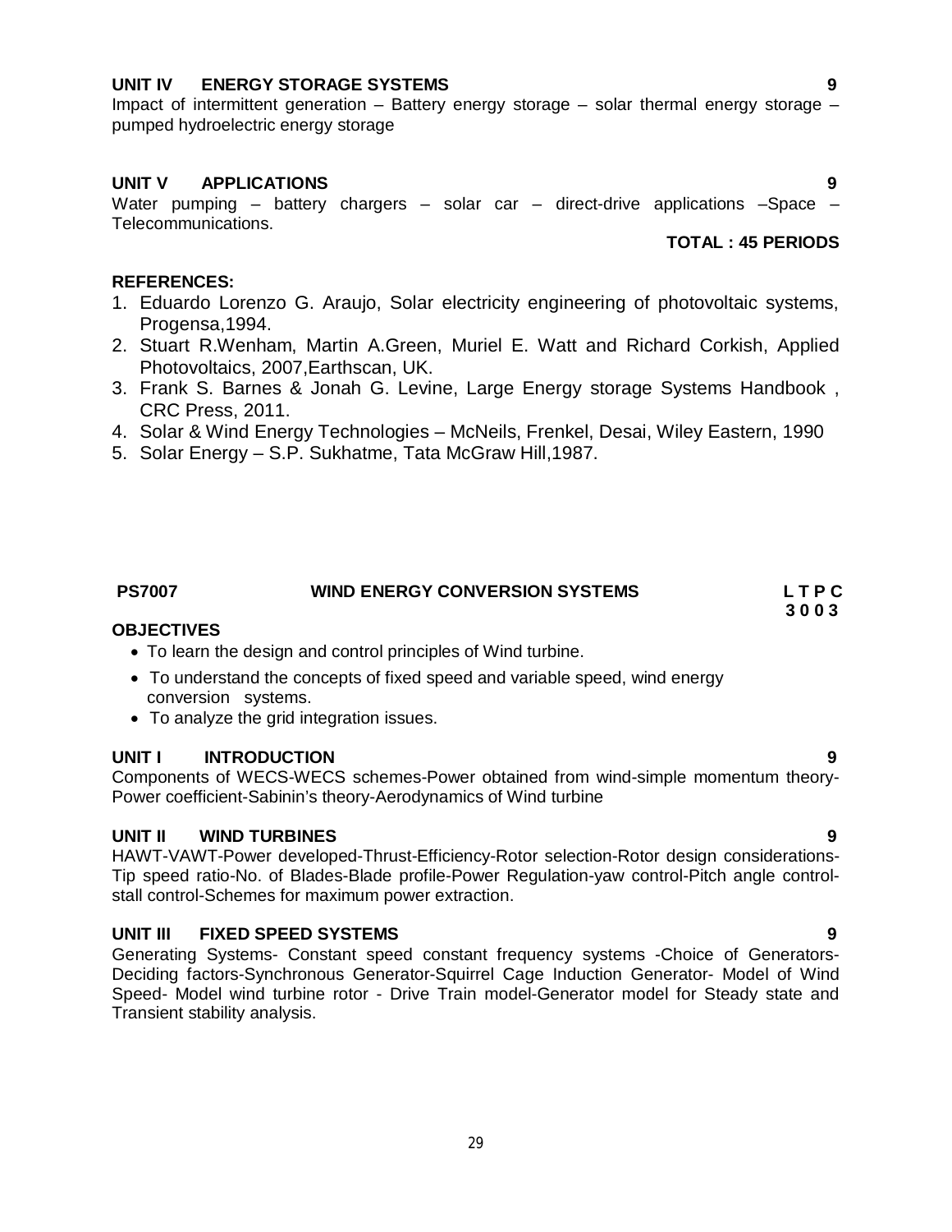**UNIT IV ENERGY STORAGE SYSTEMS 9**

Impact of intermittent generation – Battery energy storage – solar thermal energy storage – pumped hydroelectric energy storage

**UNIT V APPLICATIONS 9**

Water pumping – battery chargers – solar car – direct-drive applications –Space – Telecommunications.

**TOTAL : 45 PERIODS**

**REFERENCES:**

1. Eduardo Lorenzo G. Araujo, Solar electricity engineering of photovoltaic systems, Progensa,1994.
2. Stuart R.Wenham, Martin A.Green, Muriel E. Watt and Richard Corkish, Applied Photovoltaics, 2007,Earthscan, UK.
3. Frank S. Barnes & Jonah G. Levine, Large Energy storage Systems Handbook , CRC Press, 2011.
4. Solar & Wind Energy Technologies – McNeils, Frenkel, Desai, Wiley Eastern, 1990
5. Solar Energy – S.P. Sukhatme, Tata McGraw Hill,1987.

## PS7007 WIND ENERGY CONVERSION SYSTEMS

**L T P C**
**3 0 0 3**

**OBJECTIVES**

- To learn the design and control principles of Wind turbine.
- To understand the concepts of fixed speed and variable speed, wind energy conversion systems.
- To analyze the grid integration issues.

**UNIT I INTRODUCTION 9**

Components of WECS-WECS schemes-Power obtained from wind-simple momentum theory-Power coefficient-Sabinin's theory-Aerodynamics of Wind turbine

**UNIT II WIND TURBINES 9**

HAWT-VAWT-Power developed-Thrust-Efficiency-Rotor selection-Rotor design considerations-Tip speed ratio-No. of Blades-Blade profile-Power Regulation-yaw control-Pitch angle control-stall control-Schemes for maximum power extraction.

**UNIT III FIXED SPEED SYSTEMS 9**

Generating Systems- Constant speed constant frequency systems -Choice of Generators-Deciding factors-Synchronous Generator-Squirrel Cage Induction Generator- Model of Wind Speed- Model wind turbine rotor - Drive Train model-Generator model for Steady state and Transient stability analysis.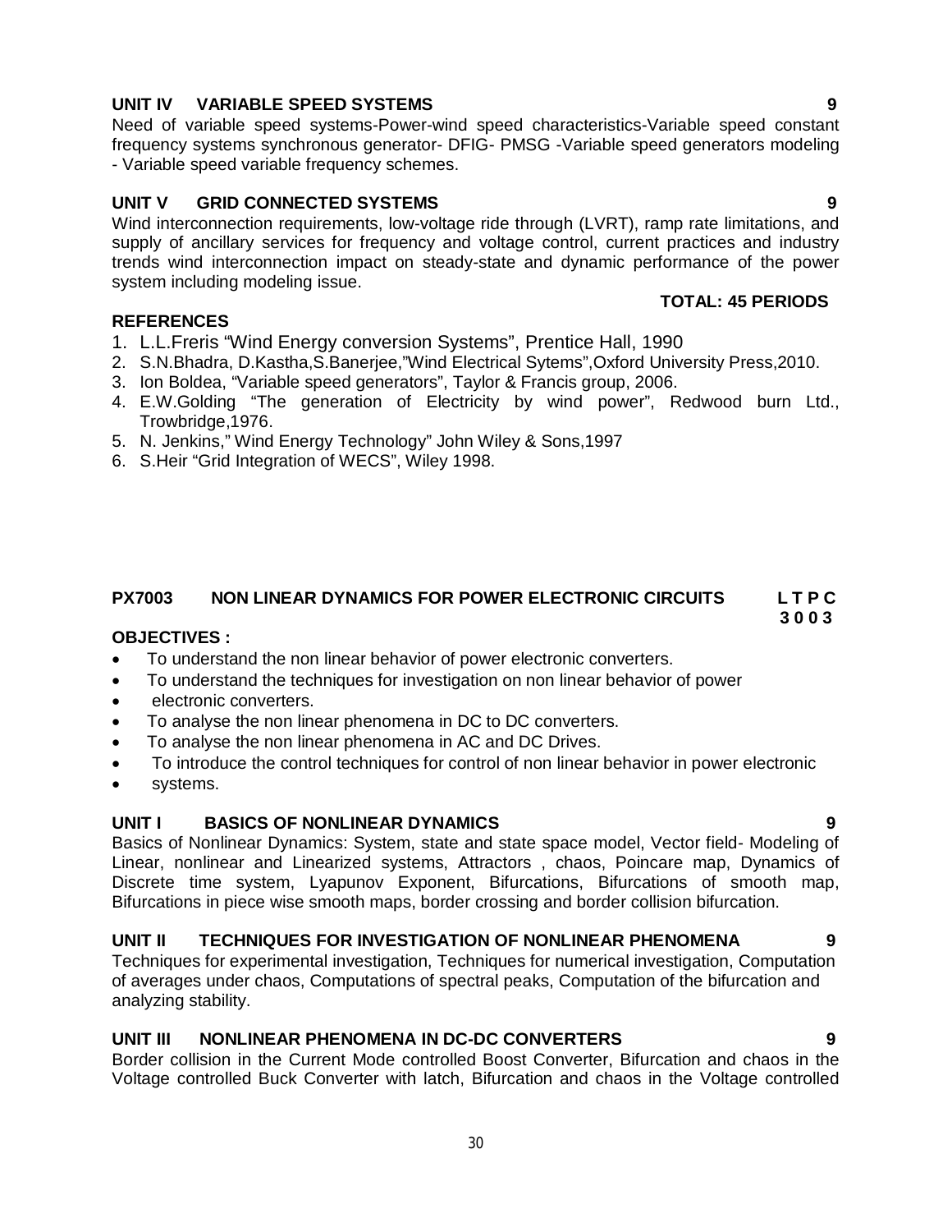**UNIT IV VARIABLE SPEED SYSTEMS** **9**

Need of variable speed systems-Power-wind speed characteristics-Variable speed constant frequency systems synchronous generator- DFIG- PMSG -Variable speed generators modeling - Variable speed variable frequency schemes.

**UNIT V GRID CONNECTED SYSTEMS** **9**

Wind interconnection requirements, low-voltage ride through (LVRT), ramp rate limitations, and supply of ancillary services for frequency and voltage control, current practices and industry trends wind interconnection impact on steady-state and dynamic performance of the power system including modeling issue.

**TOTAL: 45 PERIODS**

**REFERENCES**

1. L.L.Freris "Wind Energy conversion Systems", Prentice Hall, 1990
2. S.N.Bhadra, D.Kastha,S.Banerjee,"Wind Electrical Sytems",Oxford University Press,2010.
3. Ion Boldea, "Variable speed generators", Taylor & Francis group, 2006.
4. E.W.Golding "The generation of Electricity by wind power", Redwood burn Ltd., Trowbridge,1976.
5. N. Jenkins," Wind Energy Technology" John Wiley & Sons,1997
6. S.Heir "Grid Integration of WECS", Wiley 1998.

## PX7003 NON LINEAR DYNAMICS FOR POWER ELECTRONIC CIRCUITS

**L T P C**
**3 0 0 3**

**OBJECTIVES :**

- To understand the non linear behavior of power electronic converters.
- To understand the techniques for investigation on non linear behavior of power
- electronic converters.
- To analyse the non linear phenomena in DC to DC converters.
- To analyse the non linear phenomena in AC and DC Drives.
- To introduce the control techniques for control of non linear behavior in power electronic
- systems.

**UNIT I BASICS OF NONLINEAR DYNAMICS** **9**

Basics of Nonlinear Dynamics: System, state and state space model, Vector field- Modeling of Linear, nonlinear and Linearized systems, Attractors , chaos, Poincare map, Dynamics of Discrete time system, Lyapunov Exponent, Bifurcations, Bifurcations of smooth map, Bifurcations in piece wise smooth maps, border crossing and border collision bifurcation.

**UNIT II TECHNIQUES FOR INVESTIGATION OF NONLINEAR PHENOMENA** **9**

Techniques for experimental investigation, Techniques for numerical investigation, Computation of averages under chaos, Computations of spectral peaks, Computation of the bifurcation and analyzing stability.

**UNIT III NONLINEAR PHENOMENA IN DC-DC CONVERTERS** **9**

Border collision in the Current Mode controlled Boost Converter, Bifurcation and chaos in the Voltage controlled Buck Converter with latch, Bifurcation and chaos in the Voltage controlled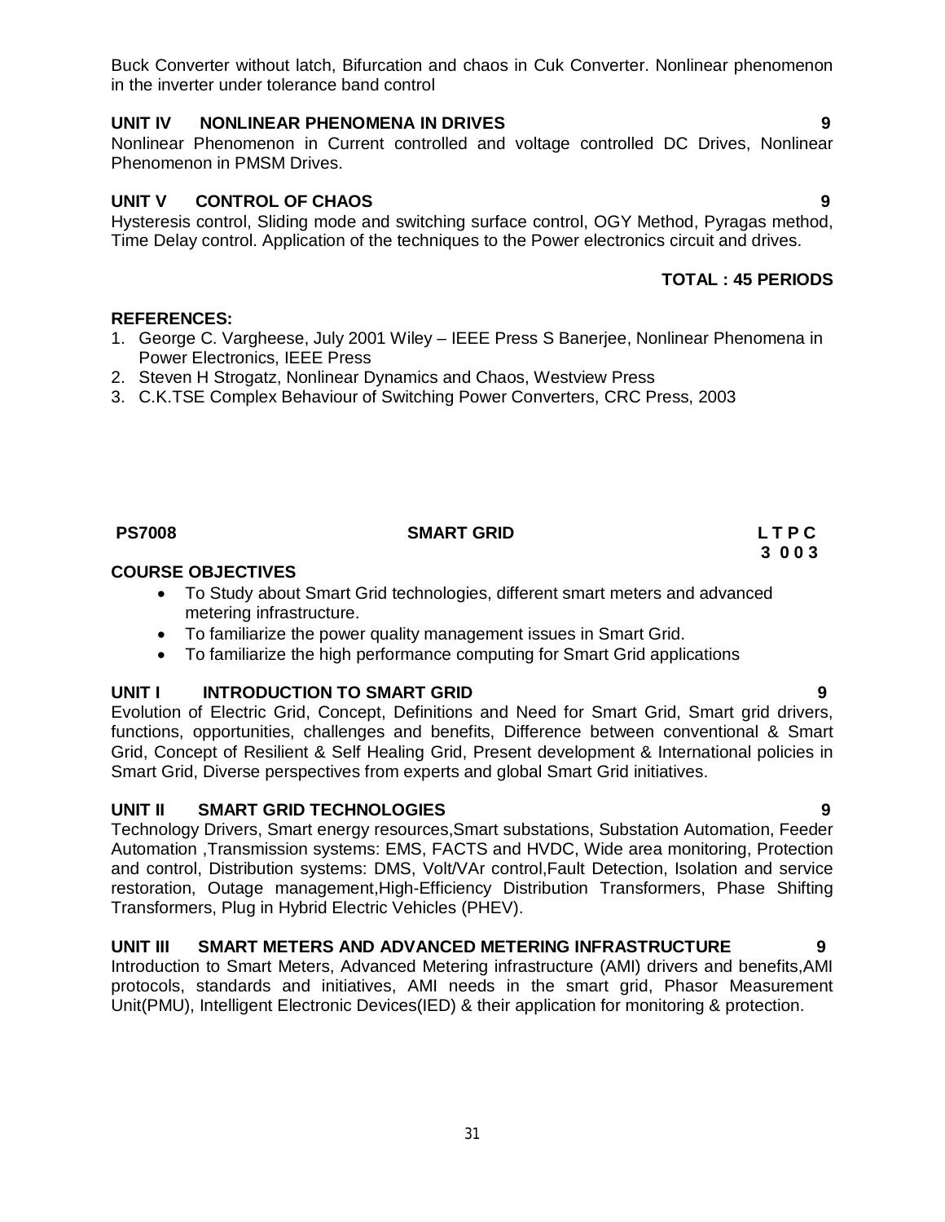Buck Converter without latch, Bifurcation and chaos in Cuk Converter. Nonlinear phenomenon in the inverter under tolerance band control

**UNIT IV NONLINEAR PHENOMENA IN DRIVES 9**

Nonlinear Phenomenon in Current controlled and voltage controlled DC Drives, Nonlinear Phenomenon in PMSM Drives.

**UNIT V CONTROL OF CHAOS 9**

Hysteresis control, Sliding mode and switching surface control, OGY Method, Pyragas method, Time Delay control. Application of the techniques to the Power electronics circuit and drives.

**TOTAL : 45 PERIODS**

**REFERENCES:**

1. George C. Varghese, July 2001 Wiley – IEEE Press S Banerjee, Nonlinear Phenomena in Power Electronics, IEEE Press
2. Steven H Strogatz, Nonlinear Dynamics and Chaos, Westview Press
3. C.K.TSE Complex Behaviour of Switching Power Converters, CRC Press, 2003

**PS7008 SMART GRID L T P C**
**3 0 0 3**

**COURSE OBJECTIVES**

- To Study about Smart Grid technologies, different smart meters and advanced metering infrastructure.
- To familiarize the power quality management issues in Smart Grid.
- To familiarize the high performance computing for Smart Grid applications

**UNIT I INTRODUCTION TO SMART GRID 9**

Evolution of Electric Grid, Concept, Definitions and Need for Smart Grid, Smart grid drivers, functions, opportunities, challenges and benefits, Difference between conventional & Smart Grid, Concept of Resilient & Self Healing Grid, Present development & International policies in Smart Grid, Diverse perspectives from experts and global Smart Grid initiatives.

**UNIT II SMART GRID TECHNOLOGIES 9**

Technology Drivers, Smart energy resources,Smart substations, Substation Automation, Feeder Automation ,Transmission systems: EMS, FACTS and HVDC, Wide area monitoring, Protection and control, Distribution systems: DMS, Volt/VAr control,Fault Detection, Isolation and service restoration, Outage management,High-Efficiency Distribution Transformers, Phase Shifting Transformers, Plug in Hybrid Electric Vehicles (PHEV).

**UNIT III SMART METERS AND ADVANCED METERING INFRASTRUCTURE 9**

Introduction to Smart Meters, Advanced Metering infrastructure (AMI) drivers and benefits,AMI protocols, standards and initiatives, AMI needs in the smart grid, Phasor Measurement Unit(PMU), Intelligent Electronic Devices(IED) & their application for monitoring & protection.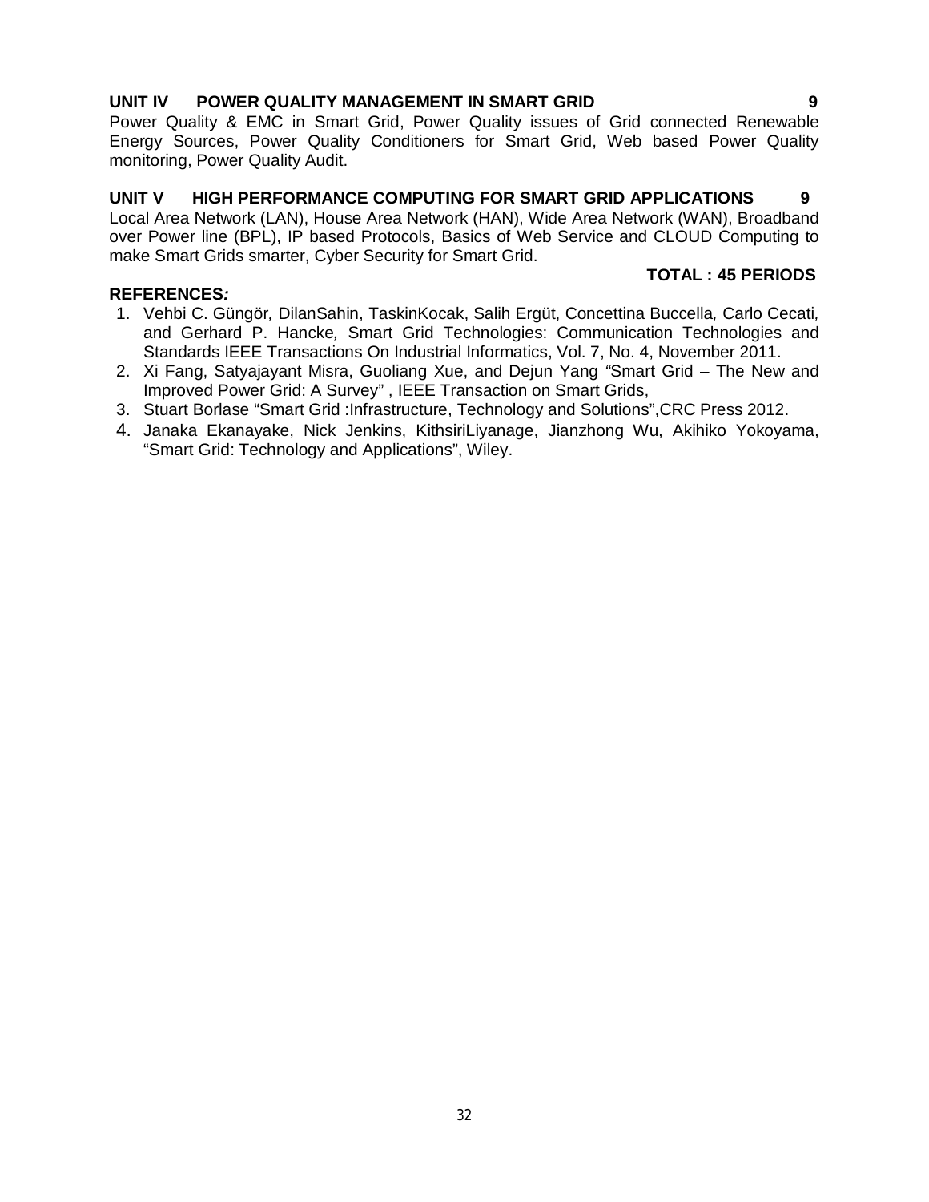**UNIT IV POWER QUALITY MANAGEMENT IN SMART GRID 9**

Power Quality & EMC in Smart Grid, Power Quality issues of Grid connected Renewable Energy Sources, Power Quality Conditioners for Smart Grid, Web based Power Quality monitoring, Power Quality Audit.

**UNIT V HIGH PERFORMANCE COMPUTING FOR SMART GRID APPLICATIONS 9**

Local Area Network (LAN), House Area Network (HAN), Wide Area Network (WAN), Broadband over Power line (BPL), IP based Protocols, Basics of Web Service and CLOUD Computing to make Smart Grids smarter, Cyber Security for Smart Grid.

**TOTAL : 45 PERIODS**

**REFERENCES:**

1. Vehbi C. Güngör, DilanSahin, TaskinKocak, Salih Ergüt, Concettina Buccella, Carlo Cecati, and Gerhard P. Hancke, Smart Grid Technologies: Communication Technologies and Standards IEEE Transactions On Industrial Informatics, Vol. 7, No. 4, November 2011.
2. Xi Fang, Satyajayant Misra, Guoliang Xue, and Dejun Yang "Smart Grid – The New and Improved Power Grid: A Survey" , IEEE Transaction on Smart Grids,
3. Stuart Borlase "Smart Grid :Infrastructure, Technology and Solutions",CRC Press 2012.
4. Janaka Ekanayake, Nick Jenkins, KithsiriLiyanage, Jianzhong Wu, Akihiko Yokoyama, "Smart Grid: Technology and Applications", Wiley.